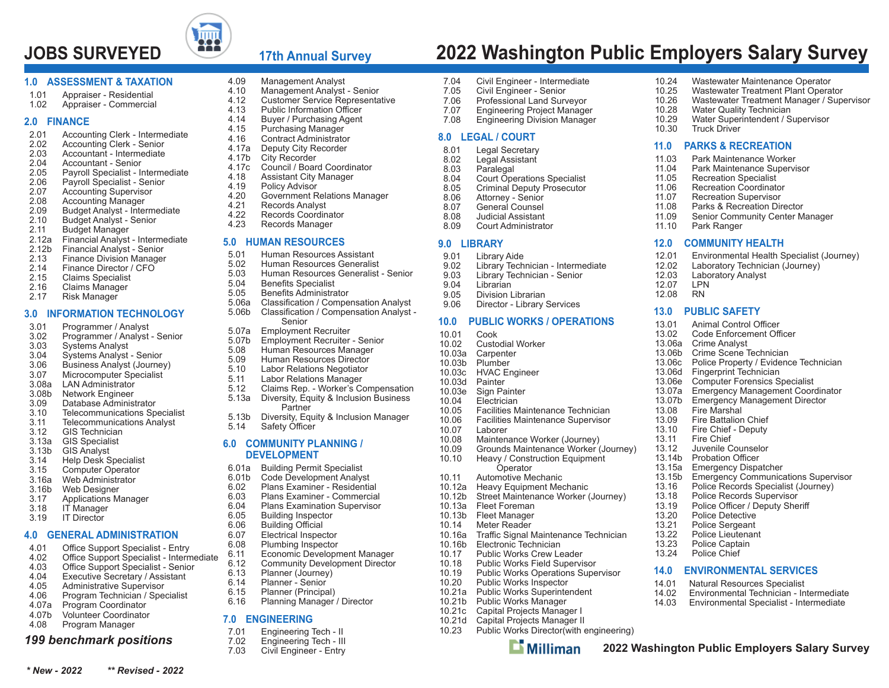# JOBS SURVEYED

**17th Annual Survey**

# 2022 Washington Public Employers Salary Survey

## 1.0 ASSESSMENT & TAXATION

- 1.01 Appraiser - Residential
- 1.02 Appraiser - Commercial

## 2.0 FINANCE

- 2.01 Accounting Clerk - Intermediate
- 2.02 Accounting Clerk - Senior
- 2.03 Accountant - Intermediate
- 2.04 Accountant - Senior
- 2.05 Payroll Specialist - Intermediate
- 2.06 Payroll Specialist - Senior
- 2.07 Accounting Supervisor
- 2.08 Accounting Manager
- 2.09 Budget Analyst - Intermediate
- 2.10 Budget Analyst - Senior
- 2.11 Budget Manager
- 2.12a Financial Analyst - Intermediate
- 2.12b Financial Analyst - Senior
- 2.13 Finance Division Manager
- 2.14 Finance Director / CFO
- 2.15 Claims Specialist
- 2.16 Claims Manager
- 2.17 Risk Manager

## 3.0 INFORMATION TECHNOLOGY

- 3.01 Programmer / Analyst
- 3.02 Programmer / Analyst - Senior
- 3.03 Systems Analyst
- 3.04 Systems Analyst - Senior
- 3.06 Business Analyst (Journey)
- 3.07 Microcomputer Specialist
- 3.08a LAN Administrator
- 3.08b Network Engineer
- 3.09 Database Administrator
- 3.10 Telecommunications Specialist
- 3.11 Telecommunications Analyst
- 3.12 GIS Technician
- 3.13a GIS Specialist
- 3.13b GIS Analyst
- 3.14 Help Desk Specialist
- 3.15 Computer Operator
- 3.16a Web Administrator
- 3.16b Web Designer
- 3.17 Applications Manager
- 3.18 IT Manager
- 3.19 IT Director

## 4.0 GENERAL ADMINISTRATION

- 4.01 Office Support Specialist - Entry
- 4.02 Office Support Specialist - Intermediate
- 4.03 Office Support Specialist - Senior
- 4.04 Executive Secretary / Assistant
- 4.05 Administrative Supervisor
- 4.06 Program Technician / Specialist
- 4.07a Program Coordinator
- 4.07b Volunteer Coordinator
- 4.08 Program Manager
- 4.09 Management Analyst
- 4.10 Management Analyst - Senior
- 4.12 Customer Service Representative
- 4.13 Public Information Officer
- 4.14 Buyer / Purchasing Agent
- 4.15 Purchasing Manager
- 4.16 Contract Administrator
- 4.17a Deputy City Recorder
- 4.17b City Recorder
- 4.17c Council / Board Coordinator
- 4.18 Assistant City Manager
- 4.19 Policy Advisor
- 4.20 Government Relations Manager
- 4.21 Records Analyst
- 4.22 Records Coordinator
- 4.23 Records Manager

## 5.0 HUMAN RESOURCES

- 5.01 Human Resources Assistant
- 5.02 Human Resources Generalist
- 5.03 Human Resources Generalist - Senior
- 5.04 Benefits Specialist
- 5.05 Benefits Administrator
- 5.06a Classification / Compensation Analyst
- 5.06b Classification / Compensation Analyst - Senior
- 5.07a Employment Recruiter
- 5.07b Employment Recruiter - Senior
- 5.08 Human Resources Manager
- 5.09 Human Resources Director
- 5.10 Labor Relations Negotiator
- 5.11 Labor Relations Manager
- 5.12 Claims Rep. - Worker's Compensation
- 5.13a Diversity, Equity & Inclusion Business Partner
- 5.13b Diversity, Equity & Inclusion Manager
- 5.14 Safety Officer

## 6.0 COMMUNITY PLANNING / DEVELOPMENT

- 6.01a Building Permit Specialist
- 6.01b Code Development Analyst
- 6.02 Plans Examiner - Residential
- 6.03 Plans Examiner - Commercial
- 6.04 Plans Examination Supervisor
- 6.05 Building Inspector
- 6.06 Building Official
- 6.07 Electrical Inspector
- 6.08 Plumbing Inspector
- 6.11 Economic Development Manager
- 6.12 Community Development Director
- 6.13 Planner (Journey)
- 6.14 Planner - Senior
- 6.15 Planner (Principal)
- 6.16 Planning Manager / Director

## 7.0 ENGINEERING

- 7.01 Engineering Tech - II
- 7.02 Engineering Tech - III
- 7.03 Civil Engineer - Entry
- 7.04 Civil Engineer - Intermediate
- 7.05 Civil Engineer - Senior
- 7.06 Professional Land Surveyor
- 7.07 Engineering Project Manager
- 7.08 Engineering Division Manager

## 8.0 LEGAL / COURT

- 8.01 Legal Secretary
- 8.02 Legal Assistant
- 8.03 Paralegal
- 8.04 Court Operations Specialist
- 8.05 Criminal Deputy Prosecutor
- 8.06 Attorney - Senior
- 8.07 General Counsel
- 8.08 Judicial Assistant
- 8.09 Court Administrator

## 9.0 LIBRARY

- 9.01 Library Aide
- 9.02 Library Technician - Intermediate
- 9.03 Library Technician - Senior
- 9.04 Librarian
- 9.05 Division Librarian
- 9.06 Director - Library Services

## 10.0 PUBLIC WORKS / OPERATIONS

- 10.01 Cook
- 10.02 Custodial Worker
- 10.03a Carpenter
- 10.03b Plumber
- 10.03c HVAC Engineer
- 10.03d Painter
- 10.03e Sign Painter
- 10.04 Electrician
- 10.05 Facilities Maintenance Technician
- 10.06 Facilities Maintenance Supervisor
- 10.07 Laborer
- 10.08 Maintenance Worker (Journey)
- 10.09 Grounds Maintenance Worker (Journey)
- 10.10 Heavy / Construction Equipment Operator
- 10.11 Automotive Mechanic
- 10.12a Heavy Equipment Mechanic
- 10.12b Street Maintenance Worker (Journey)
- 10.13a Fleet Foreman
- 10.13b Fleet Manager
- 10.14 Meter Reader
- 10.16a Traffic Signal Maintenance Technician
- 10.16b Electronic Technician
- 10.17 Public Works Crew Leader
- 10.18 Public Works Field Supervisor
- 10.19 Public Works Operations Supervisor
- 10.20 Public Works Inspector
- 10.21a Public Works Superintendent
- 10.21b Public Works Manager
- 10.21c Capital Projects Manager I
- 10.21d Capital Projects Manager II
- 10.23 Public Works Director(with engineering)
- 10.24 Wastewater Maintenance Operator
- 10.25 Wastewater Treatment Plant Operator
- 10.26 Wastewater Treatment Manager / Supervisor
- 10.28 Water Quality Technician
- 10.29 Water Superintendent / Supervisor
- 10.30 Truck Driver

## 11.0 PARKS & RECREATION

- 11.03 Park Maintenance Worker
- 11.04 Park Maintenance Supervisor
- 11.05 Recreation Specialist
- 11.06 Recreation Coordinator
- 11.07 Recreation Supervisor
- 11.08 Parks & Recreation Director
- 11.09 Senior Community Center Manager
- 11.10 Park Ranger

## 12.0 COMMUNITY HEALTH

- 12.01 Environmental Health Specialist (Journey)
- 12.02 Laboratory Technician (Journey)
- 12.03 Laboratory Analyst
- 12.07 LPN
- 12.08 RN

## 13.0 PUBLIC SAFETY

- 13.01 Animal Control Officer
- 13.02 Code Enforcement Officer
- 13.06a Crime Analyst
- 13.06b Crime Scene Technician
- 13.06c Police Property / Evidence Technician
- 13.06d Fingerprint Technician
- 13.06e Computer Forensics Specialist
- 13.07a Emergency Management Coordinator
- 13.07b Emergency Management Director
- 13.08 Fire Marshal
- 13.09 Fire Battalion Chief
- 13.10 Fire Chief - Deputy
- 13.11 Fire Chief
- 13.12 Juvenile Counselor
- 13.14b Probation Officer
- 13.15a Emergency Dispatcher
- 13.15b Emergency Communications Supervisor
- 13.16 Police Records Specialist (Journey)
- 13.18 Police Records Supervisor
- 13.19 Police Officer / Deputy Sheriff
- 13.20 Police Detective
- 13.21 Police Sergeant
- 13.22 Police Lieutenant
- 13.23 Police Captain
- 13.24 Police Chief

## 14.0 ENVIRONMENTAL SERVICES

- 14.01 Natural Resources Specialist
- 14.02 Environmental Technician - Intermediate
- 14.03 Environmental Specialist - Intermediate

***199 benchmark positions***

*\* New - 2022* *\*\* Revised - 2022*

Milliman **2022 Washington Public Employers Salary Survey**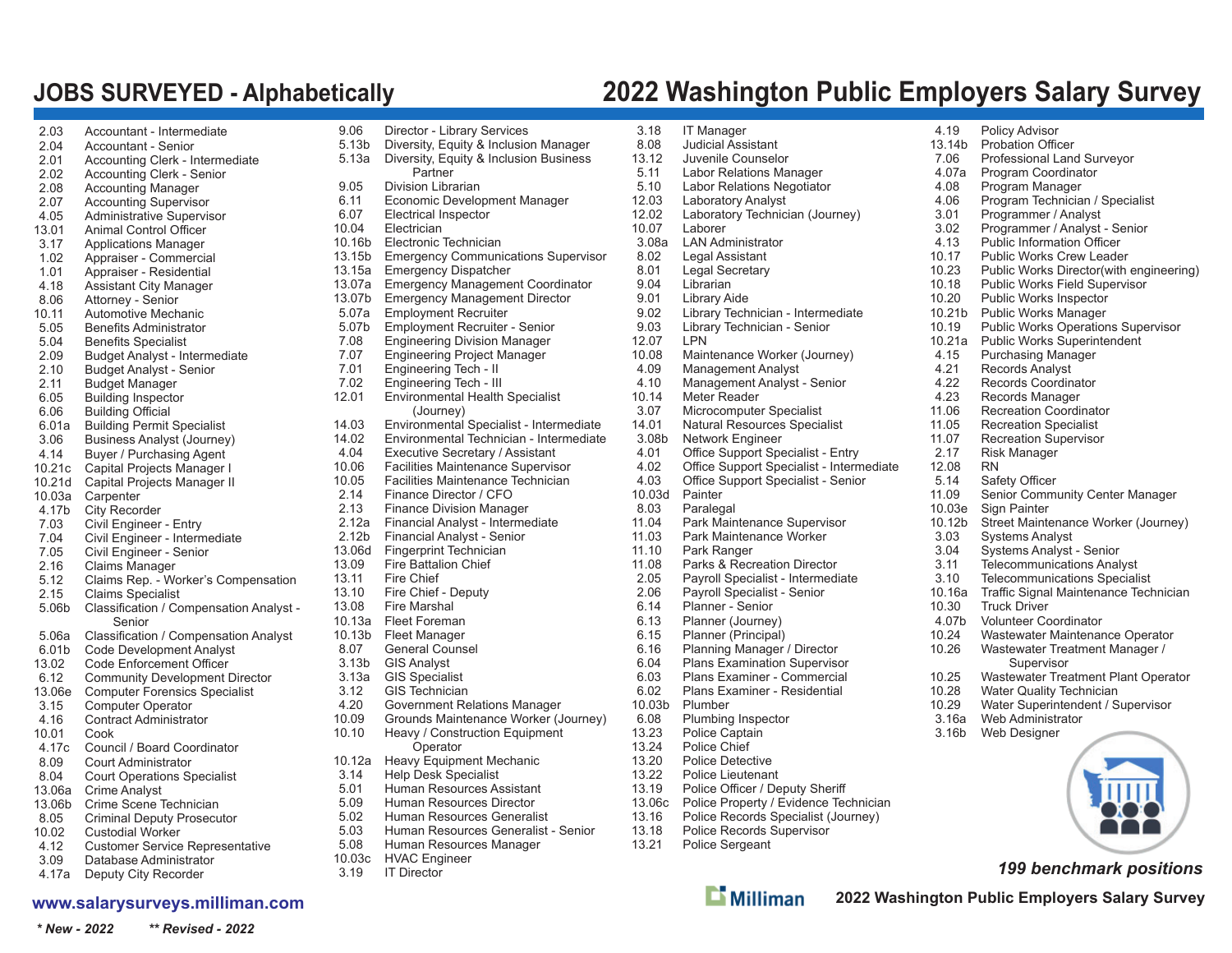# JOBS SURVEYED - Alphabetically

## 2022 Washington Public Employers Salary Survey

| Code | Job Title |
|---|---|
| 2.03 | Accountant - Intermediate |
| 2.04 | Accountant - Senior |
| 2.01 | Accounting Clerk - Intermediate |
| 2.02 | Accounting Clerk - Senior |
| 2.08 | Accounting Manager |
| 2.07 | Accounting Supervisor |
| 4.05 | Administrative Supervisor |
| 13.01 | Animal Control Officer |
| 3.17 | Applications Manager |
| 1.02 | Appraiser - Commercial |
| 1.01 | Appraiser - Residential |
| 4.18 | Assistant City Manager |
| 8.06 | Attorney - Senior |
| 10.11 | Automotive Mechanic |
| 5.05 | Benefits Administrator |
| 5.04 | Benefits Specialist |
| 2.09 | Budget Analyst - Intermediate |
| 2.10 | Budget Analyst - Senior |
| 2.11 | Budget Manager |
| 6.05 | Building Inspector |
| 6.06 | Building Official |
| 6.01a | Building Permit Specialist |
| 3.06 | Business Analyst (Journey) |
| 4.14 | Buyer / Purchasing Agent |
| 10.21c | Capital Projects Manager I |
| 10.21d | Capital Projects Manager II |
| 10.03a | Carpenter |
| 4.17b | City Recorder |
| 7.03 | Civil Engineer - Entry |
| 7.04 | Civil Engineer - Intermediate |
| 7.05 | Civil Engineer - Senior |
| 2.16 | Claims Manager |
| 5.12 | Claims Rep. - Worker's Compensation |
| 2.15 | Claims Specialist |
| 5.06b | Classification / Compensation Analyst - Senior |
| 5.06a | Classification / Compensation Analyst |
| 6.01b | Code Development Analyst |
| 13.02 | Code Enforcement Officer |
| 6.12 | Community Development Director |
| 13.06e | Computer Forensics Specialist |
| 3.15 | Computer Operator |
| 4.16 | Contract Administrator |
| 10.01 | Cook |
| 4.17c | Council / Board Coordinator |
| 8.09 | Court Administrator |
| 8.04 | Court Operations Specialist |
| 13.06a | Crime Analyst |
| 13.06b | Crime Scene Technician |
| 8.05 | Criminal Deputy Prosecutor |
| 10.02 | Custodial Worker |
| 4.12 | Customer Service Representative |
| 3.09 | Database Administrator |
| 4.17a | Deputy City Recorder |
| 9.06 | Director - Library Services |
| 5.13b | Diversity, Equity & Inclusion Manager |
| 5.13a | Diversity, Equity & Inclusion Business Partner |
| 9.05 | Division Librarian |
| 6.11 | Economic Development Manager |
| 6.07 | Electrical Inspector |
| 10.04 | Electrician |
| 10.16b | Electronic Technician |
| 13.15b | Emergency Communications Supervisor |
| 13.15a | Emergency Dispatcher |
| 13.07a | Emergency Management Coordinator |
| 13.07b | Emergency Management Director |
| 5.07a | Employment Recruiter |
| 5.07b | Employment Recruiter - Senior |
| 7.08 | Engineering Division Manager |
| 7.07 | Engineering Project Manager |
| 7.01 | Engineering Tech - II |
| 7.02 | Engineering Tech - III |
| 12.01 | Environmental Health Specialist (Journey) |
| 14.03 | Environmental Specialist - Intermediate |
| 14.02 | Environmental Technician - Intermediate |
| 4.04 | Executive Secretary / Assistant |
| 10.06 | Facilities Maintenance Supervisor |
| 10.05 | Facilities Maintenance Technician |
| 2.14 | Finance Director / CFO |
| 2.13 | Finance Division Manager |
| 2.12a | Financial Analyst - Intermediate |
| 2.12b | Financial Analyst - Senior |
| 13.06d | Fingerprint Technician |
| 13.09 | Fire Battalion Chief |
| 13.11 | Fire Chief |
| 13.10 | Fire Chief - Deputy |
| 13.08 | Fire Marshal |
| 10.13a | Fleet Foreman |
| 10.13b | Fleet Manager |
| 8.07 | General Counsel |
| 3.13b | GIS Analyst |
| 3.13a | GIS Specialist |
| 3.12 | GIS Technician |
| 4.20 | Government Relations Manager |
| 10.09 | Grounds Maintenance Worker (Journey) |
| 10.10 | Heavy / Construction Equipment Operator |
| 10.12a | Heavy Equipment Mechanic |
| 3.14 | Help Desk Specialist |
| 5.01 | Human Resources Assistant |
| 5.09 | Human Resources Director |
| 5.02 | Human Resources Generalist |
| 5.03 | Human Resources Generalist - Senior |
| 5.08 | Human Resources Manager |
| 10.03c | HVAC Engineer |
| 3.19 | IT Director |
| 3.18 | IT Manager |
| 8.08 | Judicial Assistant |
| 13.12 | Juvenile Counselor |
| 5.11 | Labor Relations Manager |
| 5.10 | Labor Relations Negotiator |
| 12.03 | Laboratory Analyst |
| 12.02 | Laboratory Technician (Journey) |
| 10.07 | Laborer |
| 3.08a | LAN Administrator |
| 8.02 | Legal Assistant |
| 8.01 | Legal Secretary |
| 9.04 | Librarian |
| 9.01 | Library Aide |
| 9.02 | Library Technician - Intermediate |
| 9.03 | Library Technician - Senior |
| 12.07 | LPN |
| 10.08 | Maintenance Worker (Journey) |
| 4.09 | Management Analyst |
| 4.10 | Management Analyst - Senior |
| 10.14 | Meter Reader |
| 3.07 | Microcomputer Specialist |
| 14.01 | Natural Resources Specialist |
| 3.08b | Network Engineer |
| 4.01 | Office Support Specialist - Entry |
| 4.02 | Office Support Specialist - Intermediate |
| 4.03 | Office Support Specialist - Senior |
| 10.03d | Painter |
| 8.03 | Paralegal |
| 11.04 | Park Maintenance Supervisor |
| 11.03 | Park Maintenance Worker |
| 11.10 | Park Ranger |
| 11.08 | Parks & Recreation Director |
| 2.05 | Payroll Specialist - Intermediate |
| 2.06 | Payroll Specialist - Senior |
| 6.14 | Planner - Senior |
| 6.13 | Planner (Journey) |
| 6.15 | Planner (Principal) |
| 6.16 | Planning Manager / Director |
| 6.04 | Plans Examination Supervisor |
| 6.03 | Plans Examiner - Commercial |
| 6.02 | Plans Examiner - Residential |
| 10.03b | Plumber |
| 6.08 | Plumbing Inspector |
| 13.23 | Police Captain |
| 13.24 | Police Chief |
| 13.20 | Police Detective |
| 13.22 | Police Lieutenant |
| 13.19 | Police Officer / Deputy Sheriff |
| 13.06c | Police Property / Evidence Technician |
| 13.16 | Police Records Specialist (Journey) |
| 13.18 | Police Records Supervisor |
| 13.21 | Police Sergeant |
| 4.19 | Policy Advisor |
| 13.14b | Probation Officer |
| 7.06 | Professional Land Surveyor |
| 4.07a | Program Coordinator |
| 4.08 | Program Manager |
| 4.06 | Program Technician / Specialist |
| 3.01 | Programmer / Analyst |
| 3.02 | Programmer / Analyst - Senior |
| 4.13 | Public Information Officer |
| 10.17 | Public Works Crew Leader |
| 10.23 | Public Works Director(with engineering) |
| 10.18 | Public Works Field Supervisor |
| 10.20 | Public Works Inspector |
| 10.21b | Public Works Manager |
| 10.19 | Public Works Operations Supervisor |
| 10.21a | Public Works Superintendent |
| 4.15 | Purchasing Manager |
| 4.21 | Records Analyst |
| 4.22 | Records Coordinator |
| 4.23 | Records Manager |
| 11.06 | Recreation Coordinator |
| 11.05 | Recreation Specialist |
| 11.07 | Recreation Supervisor |
| 2.17 | Risk Manager |
| 12.08 | RN |
| 5.14 | Safety Officer |
| 11.09 | Senior Community Center Manager |
| 10.03e | Sign Painter |
| 10.12b | Street Maintenance Worker (Journey) |
| 3.03 | Systems Analyst |
| 3.04 | Systems Analyst - Senior |
| 3.11 | Telecommunications Analyst |
| 3.10 | Telecommunications Specialist |
| 10.16a | Traffic Signal Maintenance Technician |
| 10.30 | Truck Driver |
| 4.07b | Volunteer Coordinator |
| 10.24 | Wastewater Maintenance Operator |
| 10.26 | Wastewater Treatment Manager / Supervisor |
| 10.25 | Wastewater Treatment Plant Operator |
| 10.28 | Water Quality Technician |
| 10.29 | Water Superintendent / Supervisor |
| 3.16a | Web Administrator |
| 3.16b | Web Designer |

***199 benchmark positions***

**www.salarysurveys.milliman.com**

**Milliman** **2022 Washington Public Employers Salary Survey**

***\* New - 2022*** ***\*\* Revised - 2022***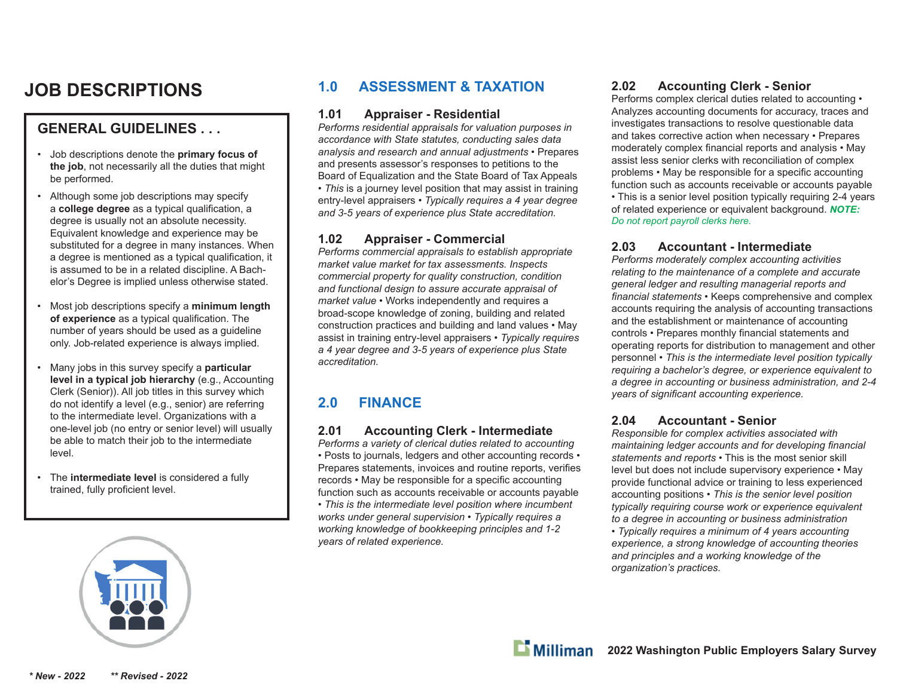# JOB DESCRIPTIONS

## GENERAL GUIDELINES . . .

- Job descriptions denote the **primary focus of the job**, not necessarily all the duties that might be performed.
- Although some job descriptions may specify a **college degree** as a typical qualification, a degree is usually not an absolute necessity. Equivalent knowledge and experience may be substituted for a degree in many instances. When a degree is mentioned as a typical qualification, it is assumed to be in a related discipline. A Bachelor's Degree is implied unless otherwise stated.
- Most job descriptions specify a **minimum length of experience** as a typical qualification. The number of years should be used as a guideline only. Job-related experience is always implied.
- Many jobs in this survey specify a **particular level in a typical job hierarchy** (e.g., Accounting Clerk (Senior)). All job titles in this survey which do not identify a level (e.g., senior) are referring to the intermediate level. Organizations with a one-level job (no entry or senior level) will usually be able to match their job to the intermediate level.
- The **intermediate level** is considered a fully trained, fully proficient level.

## 1.0 ASSESSMENT & TAXATION

### 1.01 Appraiser - Residential

*Performs residential appraisals for valuation purposes in accordance with State statutes, conducting sales data analysis and research and annual adjustments* • Prepares and presents assessor's responses to petitions to the Board of Equalization and the State Board of Tax Appeals • *This* is a journey level position that may assist in training entry-level appraisers • *Typically requires a 4 year degree and 3-5 years of experience plus State accreditation.*

### 1.02 Appraiser - Commercial

*Performs commercial appraisals to establish appropriate market value market for tax assessments. Inspects commercial property for quality construction, condition and functional design to assure accurate appraisal of market value* • Works independently and requires a broad-scope knowledge of zoning, building and related construction practices and building and land values • May assist in training entry-level appraisers • *Typically requires a 4 year degree and 3-5 years of experience plus State accreditation.*

## 2.0 FINANCE

### 2.01 Accounting Clerk - Intermediate

*Performs a variety of clerical duties related to accounting* • Posts to journals, ledgers and other accounting records • Prepares statements, invoices and routine reports, verifies records • May be responsible for a specific accounting function such as accounts receivable or accounts payable • *This is the intermediate level position where incumbent works under general supervision* • *Typically requires a working knowledge of bookkeeping principles and 1-2 years of related experience.*

### 2.02 Accounting Clerk - Senior

Performs complex clerical duties related to accounting • Analyzes accounting documents for accuracy, traces and investigates transactions to resolve questionable data and takes corrective action when necessary • Prepares moderately complex financial reports and analysis • May assist less senior clerks with reconciliation of complex problems • May be responsible for a specific accounting function such as accounts receivable or accounts payable • This is a senior level position typically requiring 2-4 years of related experience or equivalent background. ***NOTE:*** *Do not report payroll clerks here.*

### 2.03 Accountant - Intermediate

*Performs moderately complex accounting activities relating to the maintenance of a complete and accurate general ledger and resulting managerial reports and financial statements* • Keeps comprehensive and complex accounts requiring the analysis of accounting transactions and the establishment or maintenance of accounting controls • Prepares monthly financial statements and operating reports for distribution to management and other personnel • *This is the intermediate level position typically requiring a bachelor's degree, or experience equivalent to a degree in accounting or business administration, and 2-4 years of significant accounting experience.*

### 2.04 Accountant - Senior

*Responsible for complex activities associated with maintaining ledger accounts and for developing financial statements and reports* • This is the most senior skill level but does not include supervisory experience • May provide functional advice or training to less experienced accounting positions • *This is the senior level position typically requiring course work or experience equivalent to a degree in accounting or business administration* • *Typically requires a minimum of 4 years accounting experience, a strong knowledge of accounting theories and principles and a working knowledge of the organization's practices.*

*\* New - 2022* *\*\* Revised - 2022*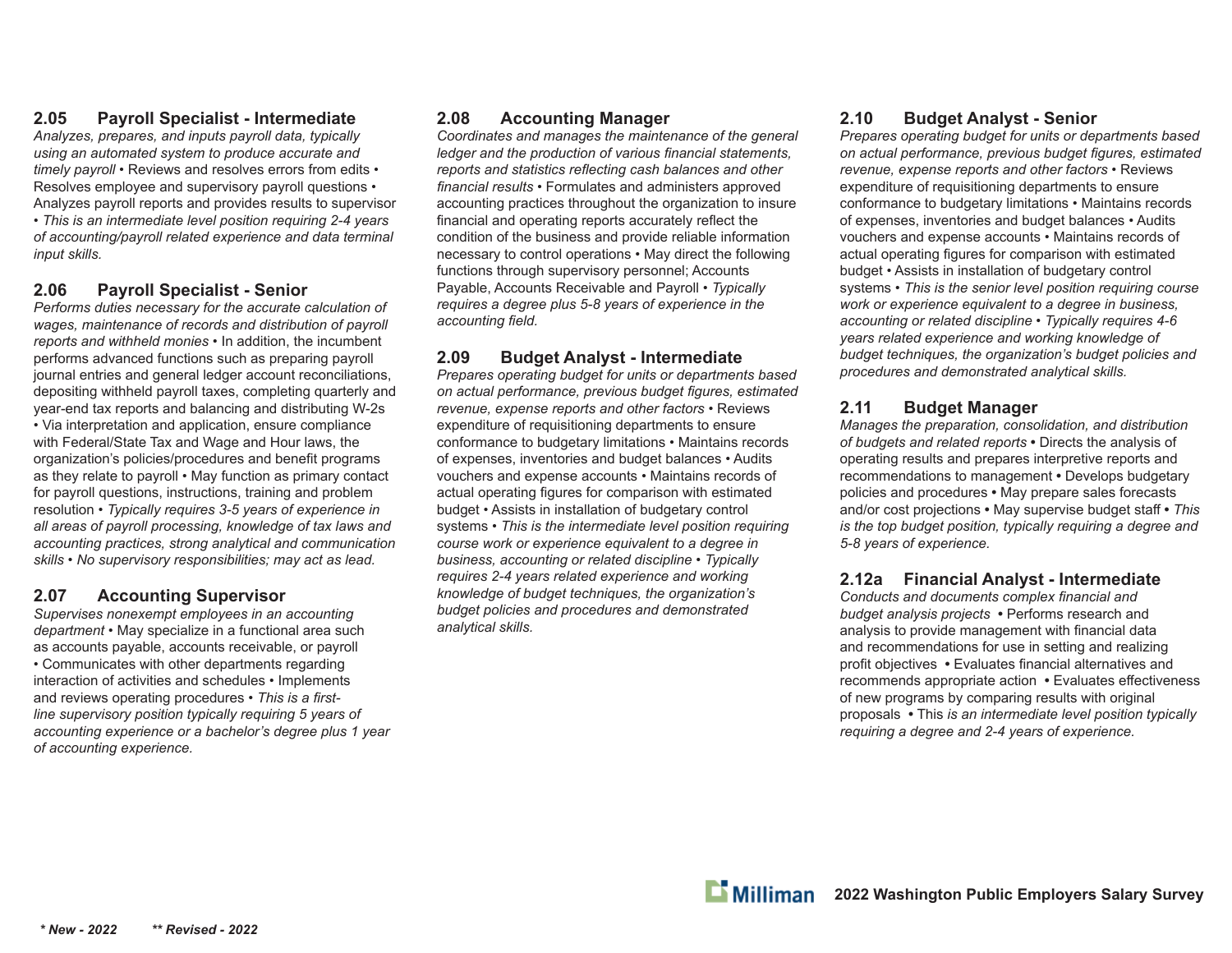### 2.05 Payroll Specialist - Intermediate

*Analyzes, prepares, and inputs payroll data, typically using an automated system to produce accurate and timely payroll* • Reviews and resolves errors from edits • Resolves employee and supervisory payroll questions • Analyzes payroll reports and provides results to supervisor • *This is an intermediate level position requiring 2-4 years of accounting/payroll related experience and data terminal input skills.*

### 2.06 Payroll Specialist - Senior

*Performs duties necessary for the accurate calculation of wages, maintenance of records and distribution of payroll reports and withheld monies* • In addition, the incumbent performs advanced functions such as preparing payroll journal entries and general ledger account reconciliations, depositing withheld payroll taxes, completing quarterly and year-end tax reports and balancing and distributing W-2s • Via interpretation and application, ensure compliance with Federal/State Tax and Wage and Hour laws, the organization's policies/procedures and benefit programs as they relate to payroll • May function as primary contact for payroll questions, instructions, training and problem resolution • *Typically requires 3-5 years of experience in all areas of payroll processing, knowledge of tax laws and accounting practices, strong analytical and communication skills • No supervisory responsibilities; may act as lead.*

### 2.07 Accounting Supervisor

*Supervises nonexempt employees in an accounting department* • May specialize in a functional area such as accounts payable, accounts receivable, or payroll • Communicates with other departments regarding interaction of activities and schedules • Implements and reviews operating procedures • *This is a first-line supervisory position typically requiring 5 years of accounting experience or a bachelor's degree plus 1 year of accounting experience.*

### 2.08 Accounting Manager

*Coordinates and manages the maintenance of the general ledger and the production of various financial statements, reports and statistics reflecting cash balances and other financial results* • Formulates and administers approved accounting practices throughout the organization to insure financial and operating reports accurately reflect the condition of the business and provide reliable information necessary to control operations • May direct the following functions through supervisory personnel; Accounts Payable, Accounts Receivable and Payroll • *Typically requires a degree plus 5-8 years of experience in the accounting field.*

### 2.09 Budget Analyst - Intermediate

*Prepares operating budget for units or departments based on actual performance, previous budget figures, estimated revenue, expense reports and other factors* • Reviews expenditure of requisitioning departments to ensure conformance to budgetary limitations • Maintains records of expenses, inventories and budget balances • Audits vouchers and expense accounts • Maintains records of actual operating figures for comparison with estimated budget • Assists in installation of budgetary control systems • *This is the intermediate level position requiring course work or experience equivalent to a degree in business, accounting or related discipline • Typically requires 2-4 years related experience and working knowledge of budget techniques, the organization's budget policies and procedures and demonstrated analytical skills.*

### 2.10 Budget Analyst - Senior

*Prepares operating budget for units or departments based on actual performance, previous budget figures, estimated revenue, expense reports and other factors* • Reviews expenditure of requisitioning departments to ensure conformance to budgetary limitations • Maintains records of expenses, inventories and budget balances • Audits vouchers and expense accounts • Maintains records of actual operating figures for comparison with estimated budget • Assists in installation of budgetary control systems • *This is the senior level position requiring course work or experience equivalent to a degree in business, accounting or related discipline • Typically requires 4-6 years related experience and working knowledge of budget techniques, the organization's budget policies and procedures and demonstrated analytical skills.*

### 2.11 Budget Manager

*Manages the preparation, consolidation, and distribution of budgets and related reports* • Directs the analysis of operating results and prepares interpretive reports and recommendations to management • Develops budgetary policies and procedures • May prepare sales forecasts and/or cost projections • May supervise budget staff • *This is the top budget position, typically requiring a degree and 5-8 years of experience.*

### 2.12a Financial Analyst - Intermediate

*Conducts and documents complex financial and budget analysis projects* • Performs research and analysis to provide management with financial data and recommendations for use in setting and realizing profit objectives • Evaluates financial alternatives and recommends appropriate action • Evaluates effectiveness of new programs by comparing results with original proposals • This *is an intermediate level position typically requiring a degree and 2-4 years of experience.*

*\* New - 2022* *\*\* Revised - 2022*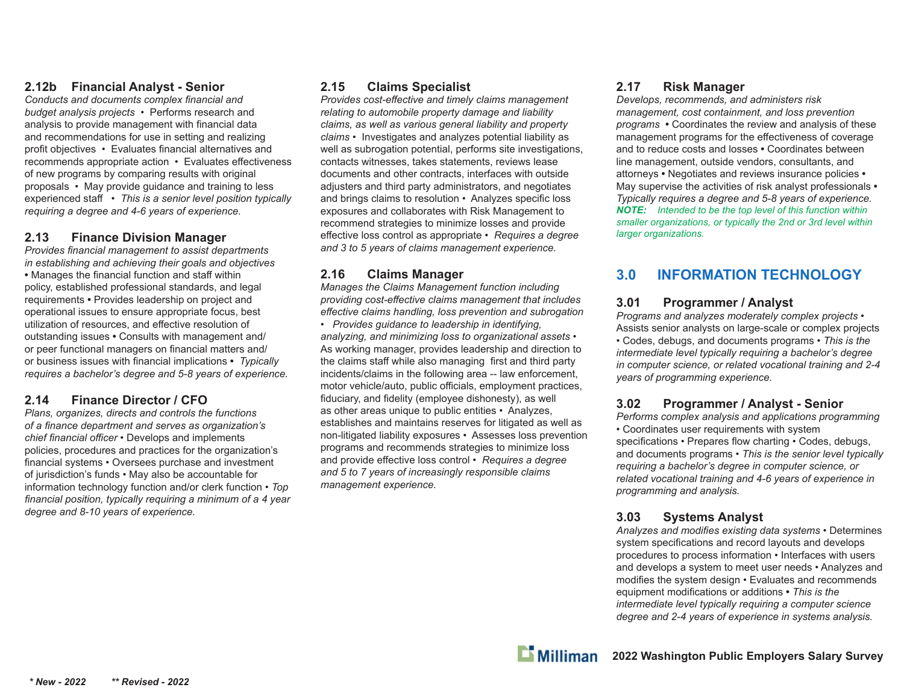### 2.12b Financial Analyst - Senior

*Conducts and documents complex financial and budget analysis projects* • Performs research and analysis to provide management with financial data and recommendations for use in setting and realizing profit objectives • Evaluates financial alternatives and recommends appropriate action • Evaluates effectiveness of new programs by comparing results with original proposals • May provide guidance and training to less experienced staff • *This is a senior level position typically requiring a degree and 4-6 years of experience.*

### 2.13 Finance Division Manager

*Provides financial management to assist departments in establishing and achieving their goals and objectives* • Manages the financial function and staff within policy, established professional standards, and legal requirements • Provides leadership on project and operational issues to ensure appropriate focus, best utilization of resources, and effective resolution of outstanding issues • Consults with management and/or peer functional managers on financial matters and/or business issues with financial implications • *Typically requires a bachelor's degree and 5-8 years of experience.*

### 2.14 Finance Director / CFO

*Plans, organizes, directs and controls the functions of a finance department and serves as organization's chief financial officer* • Develops and implements policies, procedures and practices for the organization's financial systems • Oversees purchase and investment of jurisdiction's funds • May also be accountable for information technology function and/or clerk function • *Top financial position, typically requiring a minimum of a 4 year degree and 8-10 years of experience.*

### 2.15 Claims Specialist

*Provides cost-effective and timely claims management relating to automobile property damage and liability claims, as well as various general liability and property claims* • Investigates and analyzes potential liability as well as subrogation potential, performs site investigations, contacts witnesses, takes statements, reviews lease documents and other contracts, interfaces with outside adjusters and third party administrators, and negotiates and brings claims to resolution • Analyzes specific loss exposures and collaborates with Risk Management to recommend strategies to minimize losses and provide effective loss control as appropriate • *Requires a degree and 3 to 5 years of claims management experience.*

### 2.16 Claims Manager

*Manages the Claims Management function including providing cost-effective claims management that includes effective claims handling, loss prevention and subrogation • Provides guidance to leadership in identifying, analyzing, and minimizing loss to organizational assets* • As working manager, provides leadership and direction to the claims staff while also managing first and third party incidents/claims in the following area -- law enforcement, motor vehicle/auto, public officials, employment practices, fiduciary, and fidelity (employee dishonesty), as well as other areas unique to public entities • Analyzes, establishes and maintains reserves for litigated as well as non-litigated liability exposures • Assesses loss prevention programs and recommends strategies to minimize loss and provide effective loss control • *Requires a degree and 5 to 7 years of increasingly responsible claims management experience.*

### 2.17 Risk Manager

*Develops, recommends, and administers risk management, cost containment, and loss prevention programs* • Coordinates the review and analysis of these management programs for the effectiveness of coverage and to reduce costs and losses • Coordinates between line management, outside vendors, consultants, and attorneys • Negotiates and reviews insurance policies • May supervise the activities of risk analyst professionals • *Typically requires a degree and 5-8 years of experience.*
***NOTE:*** *Intended to be the top level of this function within smaller organizations, or typically the 2nd or 3rd level within larger organizations.*

## 3.0 INFORMATION TECHNOLOGY

### 3.01 Programmer / Analyst

*Programs and analyzes moderately complex projects* • Assists senior analysts on large-scale or complex projects • Codes, debugs, and documents programs • *This is the intermediate level typically requiring a bachelor's degree in computer science, or related vocational training and 2-4 years of programming experience.*

### 3.02 Programmer / Analyst - Senior

*Performs complex analysis and applications programming* • Coordinates user requirements with system specifications • Prepares flow charting • Codes, debugs, and documents programs • *This is the senior level typically requiring a bachelor's degree in computer science, or related vocational training and 4-6 years of experience in programming and analysis.*

### 3.03 Systems Analyst

*Analyzes and modifies existing data systems* • Determines system specifications and record layouts and develops procedures to process information • Interfaces with users and develops a system to meet user needs • Analyzes and modifies the system design • Evaluates and recommends equipment modifications or additions • *This is the intermediate level typically requiring a computer science degree and 2-4 years of experience in systems analysis.*

*\* New - 2022* *\*\* Revised - 2022*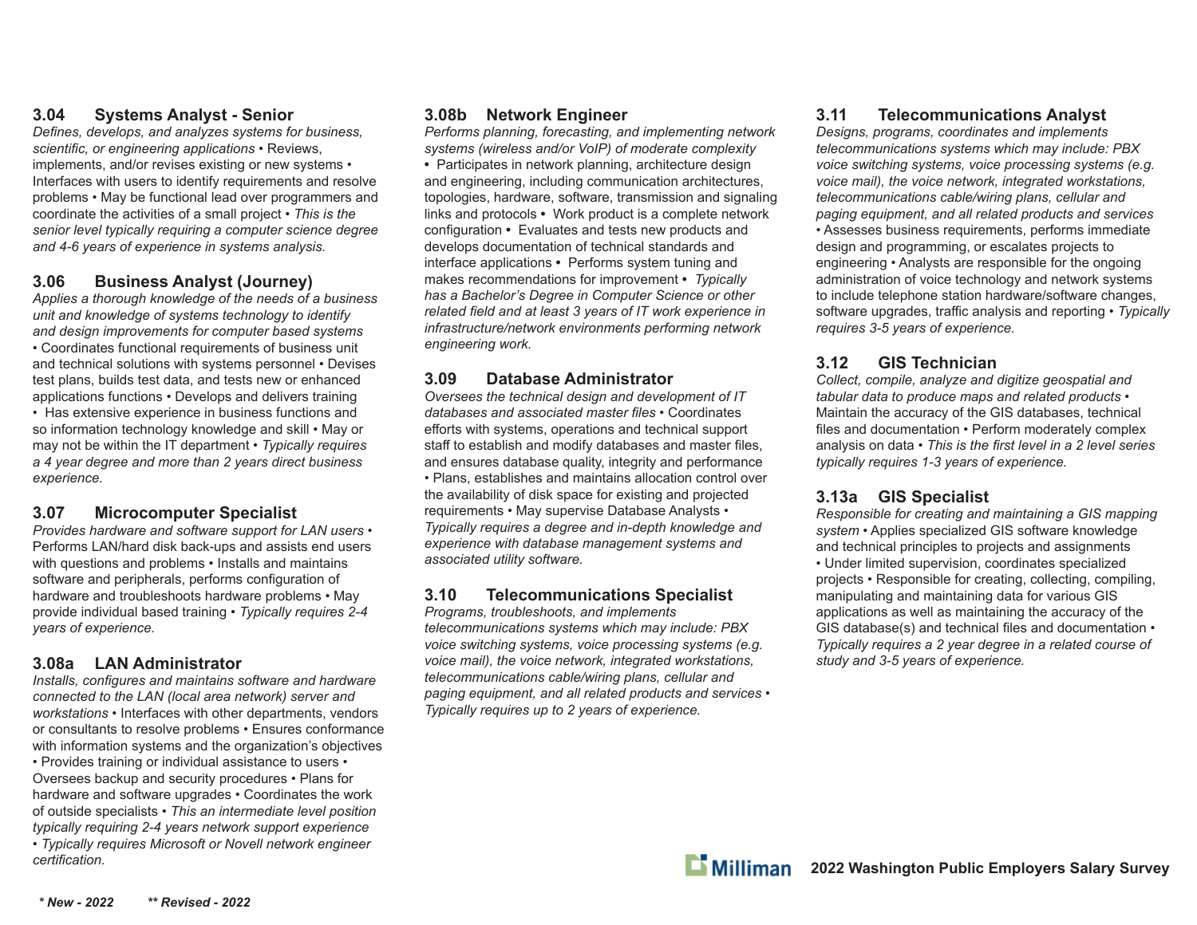### 3.04 Systems Analyst - Senior

*Defines, develops, and analyzes systems for business, scientific, or engineering applications* • Reviews, implements, and/or revises existing or new systems • Interfaces with users to identify requirements and resolve problems • May be functional lead over programmers and coordinate the activities of a small project • *This is the senior level typically requiring a computer science degree and 4-6 years of experience in systems analysis.*

### 3.06 Business Analyst (Journey)

*Applies a thorough knowledge of the needs of a business unit and knowledge of systems technology to identify and design improvements for computer based systems* • Coordinates functional requirements of business unit and technical solutions with systems personnel • Devises test plans, builds test data, and tests new or enhanced applications functions • Develops and delivers training • Has extensive experience in business functions and so information technology knowledge and skill • May or may not be within the IT department • *Typically requires a 4 year degree and more than 2 years direct business experience.*

### 3.07 Microcomputer Specialist

*Provides hardware and software support for LAN users* • Performs LAN/hard disk back-ups and assists end users with questions and problems • Installs and maintains software and peripherals, performs configuration of hardware and troubleshoots hardware problems • May provide individual based training • *Typically requires 2-4 years of experience.*

### 3.08a LAN Administrator

*Installs, configures and maintains software and hardware connected to the LAN (local area network) server and workstations* • Interfaces with other departments, vendors or consultants to resolve problems • Ensures conformance with information systems and the organization's objectives • Provides training or individual assistance to users • Oversees backup and security procedures • Plans for hardware and software upgrades • Coordinates the work of outside specialists • *This an intermediate level position typically requiring 2-4 years network support experience • Typically requires Microsoft or Novell network engineer certification.*

### 3.08b Network Engineer

*Performs planning, forecasting, and implementing network systems (wireless and/or VoIP) of moderate complexity* • Participates in network planning, architecture design and engineering, including communication architectures, topologies, hardware, software, transmission and signaling links and protocols • Work product is a complete network configuration • Evaluates and tests new products and develops documentation of technical standards and interface applications • Performs system tuning and makes recommendations for improvement • *Typically has a Bachelor's Degree in Computer Science or other related field and at least 3 years of IT work experience in infrastructure/network environments performing network engineering work.*

### 3.09 Database Administrator

*Oversees the technical design and development of IT databases and associated master files* • Coordinates efforts with systems, operations and technical support staff to establish and modify databases and master files, and ensures database quality, integrity and performance • Plans, establishes and maintains allocation control over the availability of disk space for existing and projected requirements • May supervise Database Analysts • *Typically requires a degree and in-depth knowledge and experience with database management systems and associated utility software.*

### 3.10 Telecommunications Specialist

*Programs, troubleshoots, and implements telecommunications systems which may include: PBX voice switching systems, voice processing systems (e.g. voice mail), the voice network, integrated workstations, telecommunications cable/wiring plans, cellular and paging equipment, and all related products and services* • *Typically requires up to 2 years of experience.*

### 3.11 Telecommunications Analyst

*Designs, programs, coordinates and implements telecommunications systems which may include: PBX voice switching systems, voice processing systems (e.g. voice mail), the voice network, integrated workstations, telecommunications cable/wiring plans, cellular and paging equipment, and all related products and services* • Assesses business requirements, performs immediate design and programming, or escalates projects to engineering • Analysts are responsible for the ongoing administration of voice technology and network systems to include telephone station hardware/software changes, software upgrades, traffic analysis and reporting • *Typically requires 3-5 years of experience.*

### 3.12 GIS Technician

*Collect, compile, analyze and digitize geospatial and tabular data to produce maps and related products* • Maintain the accuracy of the GIS databases, technical files and documentation • Perform moderately complex analysis on data • *This is the first level in a 2 level series typically requires 1-3 years of experience.*

### 3.13a GIS Specialist

*Responsible for creating and maintaining a GIS mapping system* • Applies specialized GIS software knowledge and technical principles to projects and assignments • Under limited supervision, coordinates specialized projects • Responsible for creating, collecting, compiling, manipulating and maintaining data for various GIS applications as well as maintaining the accuracy of the GIS database(s) and technical files and documentation • *Typically requires a 2 year degree in a related course of study and 3-5 years of experience.*

*\* New - 2022* *\*\* Revised - 2022*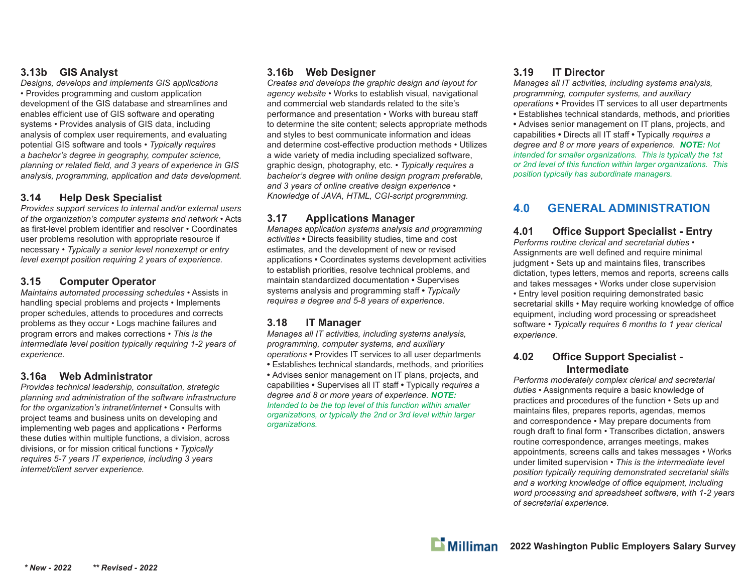### 3.13b GIS Analyst

*Designs, develops and implements GIS applications* • Provides programming and custom application development of the GIS database and streamlines and enables efficient use of GIS software and operating systems • Provides analysis of GIS data, including analysis of complex user requirements, and evaluating potential GIS software and tools • *Typically requires a bachelor's degree in geography, computer science, planning or related field, and 3 years of experience in GIS analysis, programming, application and data development.*

### 3.14 Help Desk Specialist

*Provides support services to internal and/or external users of the organization's computer systems and network* • Acts as first-level problem identifier and resolver • Coordinates user problems resolution with appropriate resource if necessary • *Typically a senior level nonexempt or entry level exempt position requiring 2 years of experience.*

### 3.15 Computer Operator

*Maintains automated processing schedules* • Assists in handling special problems and projects • Implements proper schedules, attends to procedures and corrects problems as they occur • Logs machine failures and program errors and makes corrections • *This is the intermediate level position typically requiring 1-2 years of experience.*

### 3.16a Web Administrator

*Provides technical leadership, consultation, strategic planning and administration of the software infrastructure for the organization's intranet/internet* • Consults with project teams and business units on developing and implementing web pages and applications • Performs these duties within multiple functions, a division, across divisions, or for mission critical functions • *Typically requires 5-7 years IT experience, including 3 years internet/client server experience.*

### 3.16b Web Designer

*Creates and develops the graphic design and layout for agency website* • Works to establish visual, navigational and commercial web standards related to the site's performance and presentation • Works with bureau staff to determine the site content; selects appropriate methods and styles to best communicate information and ideas and determine cost-effective production methods • Utilizes a wide variety of media including specialized software, graphic design, photography, etc. • *Typically requires a bachelor's degree with online design program preferable, and 3 years of online creative design experience • Knowledge of JAVA, HTML, CGI-script programming.*

### 3.17 Applications Manager

*Manages application systems analysis and programming activities* • Directs feasibility studies, time and cost estimates, and the development of new or revised applications • Coordinates systems development activities to establish priorities, resolve technical problems, and maintain standardized documentation • Supervises systems analysis and programming staff • *Typically requires a degree and 5-8 years of experience.*

### 3.18 IT Manager

*Manages all IT activities, including systems analysis, programming, computer systems, and auxiliary operations* • Provides IT services to all user departments • Establishes technical standards, methods, and priorities • Advises senior management on IT plans, projects, and capabilities • Supervises all IT staff • Typically *requires a degree and 8 or more years of experience.* ***NOTE:*** *Intended to be the top level of this function within smaller organizations, or typically the 2nd or 3rd level within larger organizations.*

### 3.19 IT Director

*Manages all IT activities, including systems analysis, programming, computer systems, and auxiliary operations* • Provides IT services to all user departments • Establishes technical standards, methods, and priorities • Advises senior management on IT plans, projects, and capabilities • Directs all IT staff • Typically *requires a degree and 8 or more years of experience.* ***NOTE:*** *Not intended for smaller organizations. This is typically the 1st or 2nd level of this function within larger organizations. This position typically has subordinate managers.*

## 4.0 GENERAL ADMINISTRATION

### 4.01 Office Support Specialist - Entry

*Performs routine clerical and secretarial duties* • Assignments are well defined and require minimal judgment • Sets up and maintains files, transcribes dictation, types letters, memos and reports, screens calls and takes messages • Works under close supervision • Entry level position requiring demonstrated basic secretarial skills • May require working knowledge of office equipment, including word processing or spreadsheet software • *Typically requires 6 months to 1 year clerical experience.*

### 4.02 Office Support Specialist - Intermediate

*Performs moderately complex clerical and secretarial duties* • Assignments require a basic knowledge of practices and procedures of the function • Sets up and maintains files, prepares reports, agendas, memos and correspondence • May prepare documents from rough draft to final form • Transcribes dictation, answers routine correspondence, arranges meetings, makes appointments, screens calls and takes messages • Works under limited supervision • *This is the intermediate level position typically requiring demonstrated secretarial skills and a working knowledge of office equipment, including word processing and spreadsheet software, with 1-2 years of secretarial experience.*

*\* New - 2022* *\*\* Revised - 2022*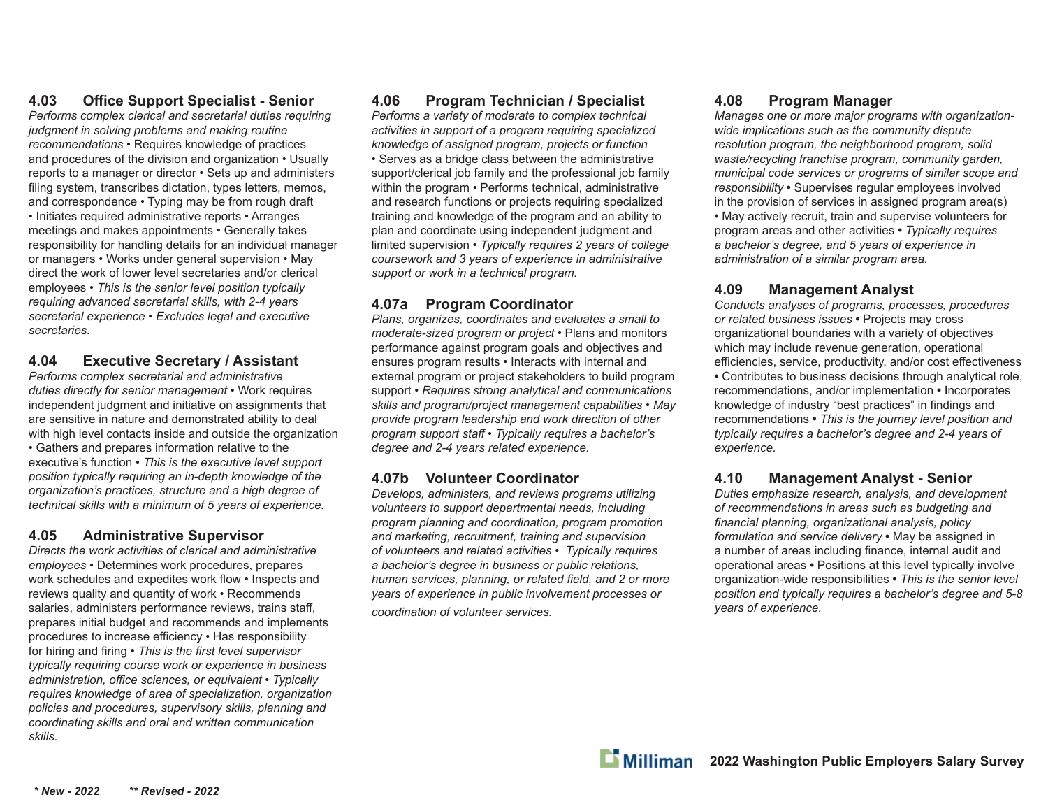### 4.03 Office Support Specialist - Senior

*Performs complex clerical and secretarial duties requiring judgment in solving problems and making routine recommendations* • Requires knowledge of practices and procedures of the division and organization • Usually reports to a manager or director • Sets up and administers filing system, transcribes dictation, types letters, memos, and correspondence • Typing may be from rough draft • Initiates required administrative reports • Arranges meetings and makes appointments • Generally takes responsibility for handling details for an individual manager or managers • Works under general supervision • May direct the work of lower level secretaries and/or clerical employees • *This is the senior level position typically requiring advanced secretarial skills, with 2-4 years secretarial experience • Excludes legal and executive secretaries.*

### 4.04 Executive Secretary / Assistant

*Performs complex secretarial and administrative duties directly for senior management* • Work requires independent judgment and initiative on assignments that are sensitive in nature and demonstrated ability to deal with high level contacts inside and outside the organization • Gathers and prepares information relative to the executive's function • *This is the executive level support position typically requiring an in-depth knowledge of the organization's practices, structure and a high degree of technical skills with a minimum of 5 years of experience.*

### 4.05 Administrative Supervisor

*Directs the work activities of clerical and administrative employees* • Determines work procedures, prepares work schedules and expedites work flow • Inspects and reviews quality and quantity of work • Recommends salaries, administers performance reviews, trains staff, prepares initial budget and recommends and implements procedures to increase efficiency • Has responsibility for hiring and firing • *This is the first level supervisor typically requiring course work or experience in business administration, office sciences, or equivalent • Typically requires knowledge of area of specialization, organization policies and procedures, supervisory skills, planning and coordinating skills and oral and written communication skills.*

### 4.06 Program Technician / Specialist

*Performs a variety of moderate to complex technical activities in support of a program requiring specialized knowledge of assigned program, projects or function* • Serves as a bridge class between the administrative support/clerical job family and the professional job family within the program • Performs technical, administrative and research functions or projects requiring specialized training and knowledge of the program and an ability to plan and coordinate using independent judgment and limited supervision • *Typically requires 2 years of college coursework and 3 years of experience in administrative support or work in a technical program.*

### 4.07a Program Coordinator

*Plans, organizes, coordinates and evaluates a small to moderate-sized program or project* • Plans and monitors performance against program goals and objectives and ensures program results • Interacts with internal and external program or project stakeholders to build program support • *Requires strong analytical and communications skills and program/project management capabilities • May provide program leadership and work direction of other program support staff • Typically requires a bachelor's degree and 2-4 years related experience.*

### 4.07b Volunteer Coordinator

*Develops, administers, and reviews programs utilizing volunteers to support departmental needs, including program planning and coordination, program promotion and marketing, recruitment, training and supervision of volunteers and related activities • Typically requires a bachelor's degree in business or public relations, human services, planning, or related field, and 2 or more years of experience in public involvement processes or coordination of volunteer services.*

### 4.08 Program Manager

*Manages one or more major programs with organization-wide implications such as the community dispute resolution program, the neighborhood program, solid waste/recycling franchise program, community garden, municipal code services or programs of similar scope and responsibility* • Supervises regular employees involved in the provision of services in assigned program area(s) • May actively recruit, train and supervise volunteers for program areas and other activities • *Typically requires a bachelor's degree, and 5 years of experience in administration of a similar program area.*

### 4.09 Management Analyst

*Conducts analyses of programs, processes, procedures or related business issues* • Projects may cross organizational boundaries with a variety of objectives which may include revenue generation, operational efficiencies, service, productivity, and/or cost effectiveness • Contributes to business decisions through analytical role, recommendations, and/or implementation • Incorporates knowledge of industry "best practices" in findings and recommendations • *This is the journey level position and typically requires a bachelor's degree and 2-4 years of experience.*

### 4.10 Management Analyst - Senior

*Duties emphasize research, analysis, and development of recommendations in areas such as budgeting and financial planning, organizational analysis, policy formulation and service delivery* • May be assigned in a number of areas including finance, internal audit and operational areas • Positions at this level typically involve organization-wide responsibilities • *This is the senior level position and typically requires a bachelor's degree and 5-8 years of experience.*

***\* New - 2022      \*\* Revised - 2022***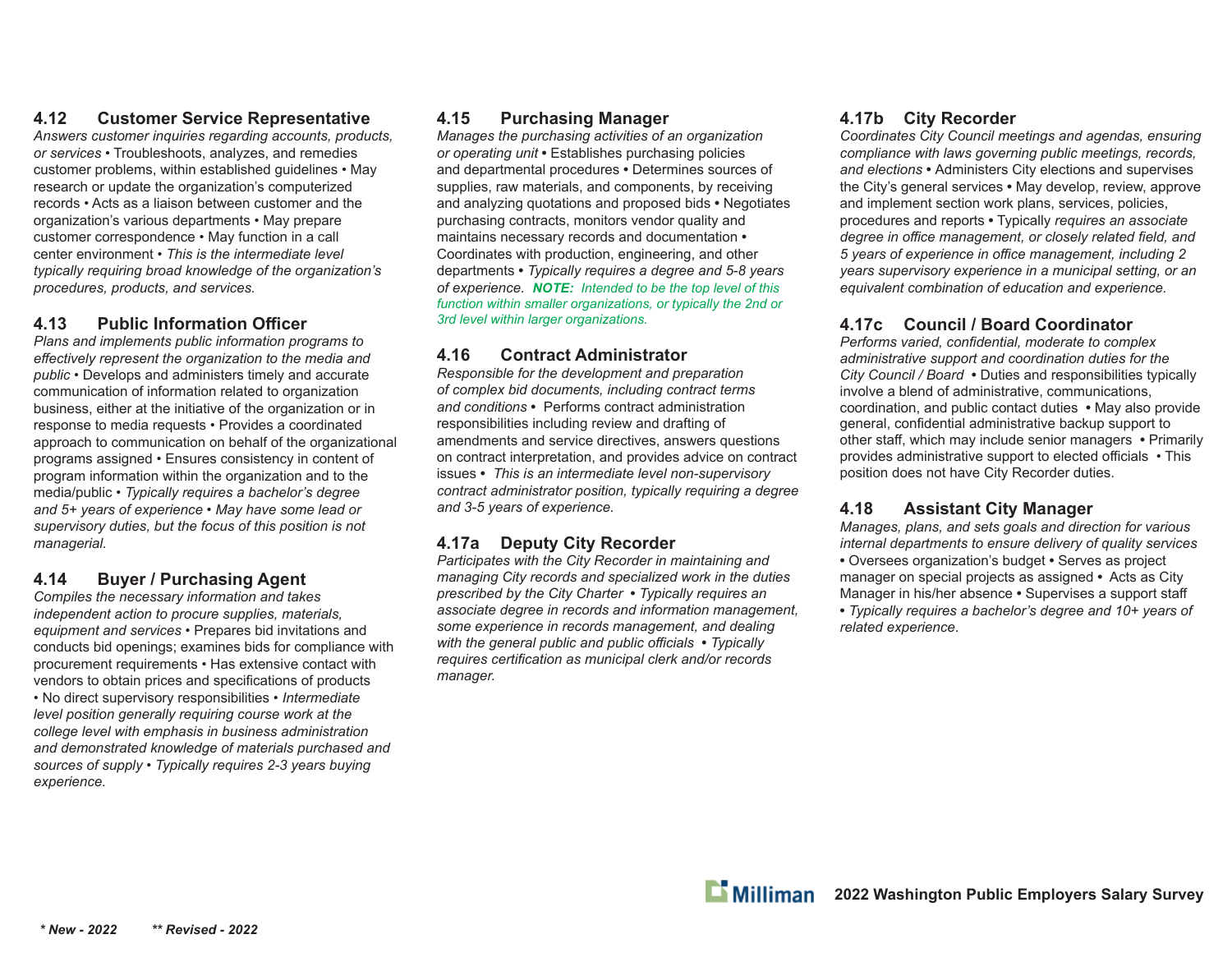### 4.12 Customer Service Representative

*Answers customer inquiries regarding accounts, products, or services* • Troubleshoots, analyzes, and remedies customer problems, within established guidelines • May research or update the organization's computerized records • Acts as a liaison between customer and the organization's various departments • May prepare customer correspondence • May function in a call center environment • *This is the intermediate level typically requiring broad knowledge of the organization's procedures, products, and services.*

### 4.13 Public Information Officer

*Plans and implements public information programs to effectively represent the organization to the media and public* • Develops and administers timely and accurate communication of information related to organization business, either at the initiative of the organization or in response to media requests • Provides a coordinated approach to communication on behalf of the organizational programs assigned • Ensures consistency in content of program information within the organization and to the media/public • *Typically requires a bachelor's degree and 5+ years of experience • May have some lead or supervisory duties, but the focus of this position is not managerial.*

### 4.14 Buyer / Purchasing Agent

*Compiles the necessary information and takes independent action to procure supplies, materials, equipment and services* • Prepares bid invitations and conducts bid openings; examines bids for compliance with procurement requirements • Has extensive contact with vendors to obtain prices and specifications of products • No direct supervisory responsibilities • *Intermediate level position generally requiring course work at the college level with emphasis in business administration and demonstrated knowledge of materials purchased and sources of supply • Typically requires 2-3 years buying experience.*

### 4.15 Purchasing Manager

*Manages the purchasing activities of an organization or operating unit* • Establishes purchasing policies and departmental procedures • Determines sources of supplies, raw materials, and components, by receiving and analyzing quotations and proposed bids • Negotiates purchasing contracts, monitors vendor quality and maintains necessary records and documentation • Coordinates with production, engineering, and other departments • *Typically requires a degree and 5-8 years of experience.* ***NOTE:*** *Intended to be the top level of this function within smaller organizations, or typically the 2nd or 3rd level within larger organizations.*

### 4.16 Contract Administrator

*Responsible for the development and preparation of complex bid documents, including contract terms and conditions* • Performs contract administration responsibilities including review and drafting of amendments and service directives, answers questions on contract interpretation, and provides advice on contract issues • *This is an intermediate level non-supervisory contract administrator position, typically requiring a degree and 3-5 years of experience.*

### 4.17a Deputy City Recorder

*Participates with the City Recorder in maintaining and managing City records and specialized work in the duties prescribed by the City Charter • Typically requires an associate degree in records and information management, some experience in records management, and dealing with the general public and public officials • Typically requires certification as municipal clerk and/or records manager.*

### 4.17b City Recorder

*Coordinates City Council meetings and agendas, ensuring compliance with laws governing public meetings, records, and elections* • Administers City elections and supervises the City's general services • May develop, review, approve and implement section work plans, services, policies, procedures and reports • Typically *requires an associate degree in office management, or closely related field, and 5 years of experience in office management, including 2 years supervisory experience in a municipal setting, or an equivalent combination of education and experience.*

### 4.17c Council / Board Coordinator

*Performs varied, confidential, moderate to complex administrative support and coordination duties for the City Council / Board* • Duties and responsibilities typically involve a blend of administrative, communications, coordination, and public contact duties • May also provide general, confidential administrative backup support to other staff, which may include senior managers • Primarily provides administrative support to elected officials • This position does not have City Recorder duties.

### 4.18 Assistant City Manager

*Manages, plans, and sets goals and direction for various internal departments to ensure delivery of quality services* • Oversees organization's budget • Serves as project manager on special projects as assigned • Acts as City Manager in his/her absence • Supervises a support staff • *Typically requires a bachelor's degree and 10+ years of related experience*.

*** New - 2022** &nbsp;&nbsp;&nbsp; *** Revised - 2022**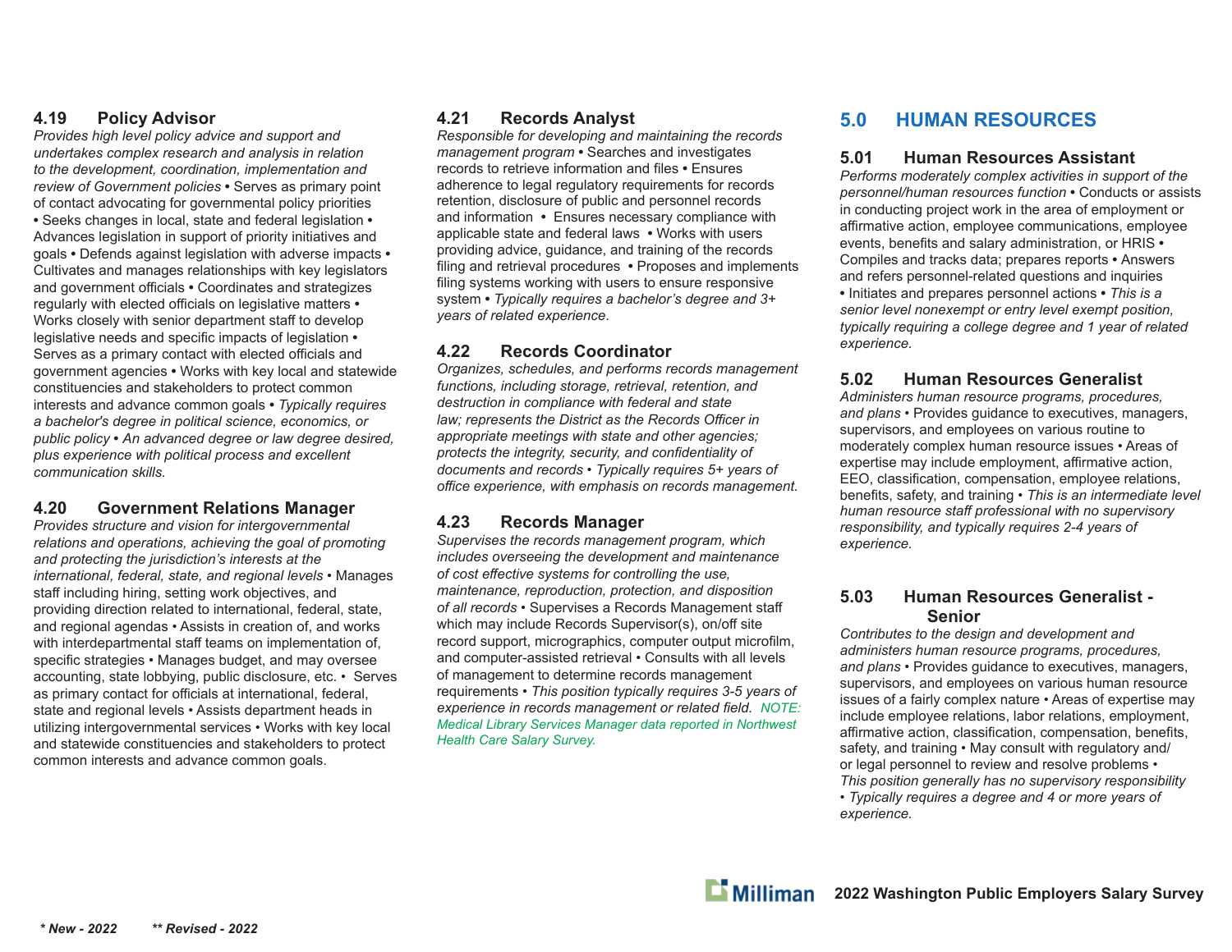### 4.19 Policy Advisor

*Provides high level policy advice and support and undertakes complex research and analysis in relation to the development, coordination, implementation and review of Government policies* • Serves as primary point of contact advocating for governmental policy priorities • Seeks changes in local, state and federal legislation • Advances legislation in support of priority initiatives and goals • Defends against legislation with adverse impacts • Cultivates and manages relationships with key legislators and government officials • Coordinates and strategizes regularly with elected officials on legislative matters • Works closely with senior department staff to develop legislative needs and specific impacts of legislation • Serves as a primary contact with elected officials and government agencies • Works with key local and statewide constituencies and stakeholders to protect common interests and advance common goals • *Typically requires a bachelor's degree in political science, economics, or public policy • An advanced degree or law degree desired, plus experience with political process and excellent communication skills.*

### 4.20 Government Relations Manager

*Provides structure and vision for intergovernmental relations and operations, achieving the goal of promoting and protecting the jurisdiction's interests at the international, federal, state, and regional levels* • Manages staff including hiring, setting work objectives, and providing direction related to international, federal, state, and regional agendas • Assists in creation of, and works with interdepartmental staff teams on implementation of, specific strategies • Manages budget, and may oversee accounting, state lobbying, public disclosure, etc. • Serves as primary contact for officials at international, federal, state and regional levels • Assists department heads in utilizing intergovernmental services • Works with key local and statewide constituencies and stakeholders to protect common interests and advance common goals.

### 4.21 Records Analyst

*Responsible for developing and maintaining the records management program* • Searches and investigates records to retrieve information and files • Ensures adherence to legal regulatory requirements for records retention, disclosure of public and personnel records and information • Ensures necessary compliance with applicable state and federal laws • Works with users providing advice, guidance, and training of the records filing and retrieval procedures • Proposes and implements filing systems working with users to ensure responsive system • *Typically requires a bachelor's degree and 3+ years of related experience.*

### 4.22 Records Coordinator

*Organizes, schedules, and performs records management functions, including storage, retrieval, retention, and destruction in compliance with federal and state law; represents the District as the Records Officer in appropriate meetings with state and other agencies; protects the integrity, security, and confidentiality of documents and records • Typically requires 5+ years of office experience, with emphasis on records management.*

### 4.23 Records Manager

*Supervises the records management program, which includes overseeing the development and maintenance of cost effective systems for controlling the use, maintenance, reproduction, protection, and disposition of all records* • Supervises a Records Management staff which may include Records Supervisor(s), on/off site record support, micrographics, computer output microfilm, and computer-assisted retrieval • Consults with all levels of management to determine records management requirements • *This position typically requires 3-5 years of experience in records management or related field. NOTE: Medical Library Services Manager data reported in Northwest Health Care Salary Survey.*

## 5.0 HUMAN RESOURCES

### 5.01 Human Resources Assistant

*Performs moderately complex activities in support of the personnel/human resources function* • Conducts or assists in conducting project work in the area of employment or affirmative action, employee communications, employee events, benefits and salary administration, or HRIS • Compiles and tracks data; prepares reports • Answers and refers personnel-related questions and inquiries • Initiates and prepares personnel actions • *This is a senior level nonexempt or entry level exempt position, typically requiring a college degree and 1 year of related experience.*

### 5.02 Human Resources Generalist

*Administers human resource programs, procedures, and plans* • Provides guidance to executives, managers, supervisors, and employees on various routine to moderately complex human resource issues • Areas of expertise may include employment, affirmative action, EEO, classification, compensation, employee relations, benefits, safety, and training • *This is an intermediate level human resource staff professional with no supervisory responsibility, and typically requires 2-4 years of experience.*

### 5.03 Human Resources Generalist - Senior

*Contributes to the design and development and administers human resource programs, procedures, and plans* • Provides guidance to executives, managers, supervisors, and employees on various human resource issues of a fairly complex nature • Areas of expertise may include employee relations, labor relations, employment, affirmative action, classification, compensation, benefits, safety, and training • May consult with regulatory and/or legal personnel to review and resolve problems • *This position generally has no supervisory responsibility • Typically requires a degree and 4 or more years of experience.*

*\* New - 2022* *\*\* Revised - 2022*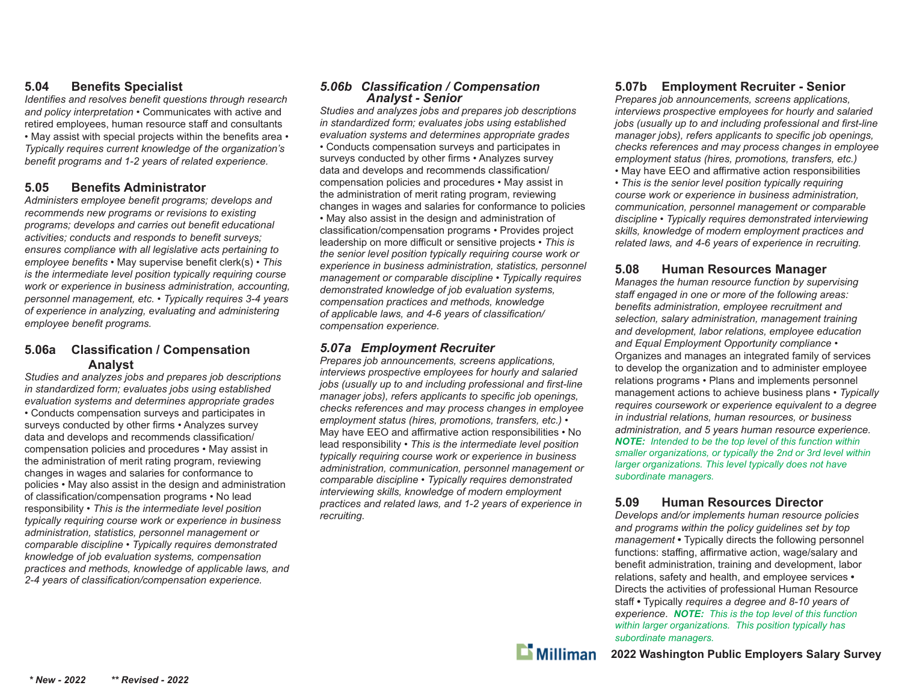### 5.04 Benefits Specialist

*Identifies and resolves benefit questions through research and policy interpretation* • Communicates with active and retired employees, human resource staff and consultants • May assist with special projects within the benefits area • *Typically requires current knowledge of the organization's benefit programs and 1-2 years of related experience.*

### 5.05 Benefits Administrator

*Administers employee benefit programs; develops and recommends new programs or revisions to existing programs; develops and carries out benefit educational activities; conducts and responds to benefit surveys; ensures compliance with all legislative acts pertaining to employee benefits* • May supervise benefit clerk(s) • *This is the intermediate level position typically requiring course work or experience in business administration, accounting, personnel management, etc.* • *Typically requires 3-4 years of experience in analyzing, evaluating and administering employee benefit programs.*

### 5.06a Classification / Compensation Analyst

*Studies and analyzes jobs and prepares job descriptions in standardized form; evaluates jobs using established evaluation systems and determines appropriate grades* • Conducts compensation surveys and participates in surveys conducted by other firms • Analyzes survey data and develops and recommends classification/compensation policies and procedures • May assist in the administration of merit rating program, reviewing changes in wages and salaries for conformance to policies • May also assist in the design and administration of classification/compensation programs • No lead responsibility • *This is the intermediate level position typically requiring course work or experience in business administration, statistics, personnel management or comparable discipline* • *Typically requires demonstrated knowledge of job evaluation systems, compensation practices and methods, knowledge of applicable laws, and 2-4 years of classification/compensation experience.*

### *5.06b Classification / Compensation Analyst - Senior*

*Studies and analyzes jobs and prepares job descriptions in standardized form; evaluates jobs using established evaluation systems and determines appropriate grades* • Conducts compensation surveys and participates in surveys conducted by other firms • Analyzes survey data and develops and recommends classification/compensation policies and procedures • May assist in the administration of merit rating program, reviewing changes in wages and salaries for conformance to policies • May also assist in the design and administration of classification/compensation programs • Provides project leadership on more difficult or sensitive projects • *This is the senior level position typically requiring course work or experience in business administration, statistics, personnel management or comparable discipline* • *Typically requires demonstrated knowledge of job evaluation systems, compensation practices and methods, knowledge of applicable laws, and 4-6 years of classification/compensation experience.*

### *5.07a Employment Recruiter*

*Prepares job announcements, screens applications, interviews prospective employees for hourly and salaried jobs (usually up to and including professional and first-line manager jobs), refers applicants to specific job openings, checks references and may process changes in employee employment status (hires, promotions, transfers, etc.)* • May have EEO and affirmative action responsibilities • No lead responsibility • *This is the intermediate level position typically requiring course work or experience in business administration, communication, personnel management or comparable discipline* • *Typically requires demonstrated interviewing skills, knowledge of modern employment practices and related laws, and 1-2 years of experience in recruiting.*

### 5.07b Employment Recruiter - Senior

*Prepares job announcements, screens applications, interviews prospective employees for hourly and salaried jobs (usually up to and including professional and first-line manager jobs), refers applicants to specific job openings, checks references and may process changes in employee employment status (hires, promotions, transfers, etc.)* • May have EEO and affirmative action responsibilities • *This is the senior level position typically requiring course work or experience in business administration, communication, personnel management or comparable discipline* • *Typically requires demonstrated interviewing skills, knowledge of modern employment practices and related laws, and 4-6 years of experience in recruiting.*

### 5.08 Human Resources Manager

*Manages the human resource function by supervising staff engaged in one or more of the following areas: benefits administration, employee recruitment and selection, salary administration, management training and development, labor relations, employee education and Equal Employment Opportunity compliance* • Organizes and manages an integrated family of services to develop the organization and to administer employee relations programs • Plans and implements personnel management actions to achieve business plans • *Typically requires coursework or experience equivalent to a degree in industrial relations, human resources, or business administration, and 5 years human resource experience.* ***NOTE:*** *Intended to be the top level of this function within smaller organizations, or typically the 2nd or 3rd level within larger organizations. This level typically does not have subordinate managers.*

### 5.09 Human Resources Director

*Develops and/or implements human resource policies and programs within the policy guidelines set by top management* • Typically directs the following personnel functions: staffing, affirmative action, wage/salary and benefit administration, training and development, labor relations, safety and health, and employee services • Directs the activities of professional Human Resource staff • Typically *requires a degree and 8-10 years of experience*. ***NOTE:*** *This is the top level of this function within larger organizations. This position typically has subordinate managers.*

*\* New - 2022* *\*\* Revised - 2022*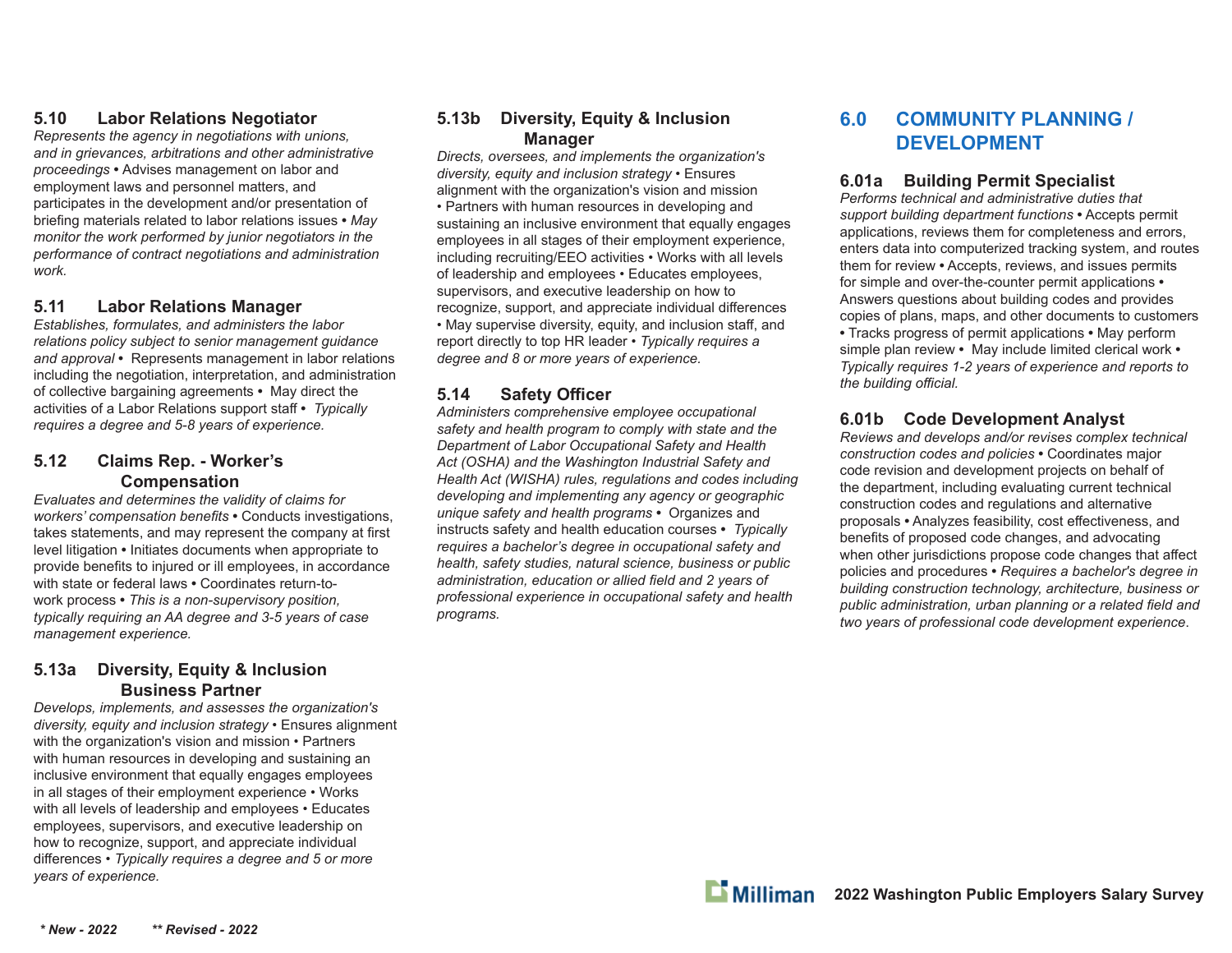### 5.10 Labor Relations Negotiator

*Represents the agency in negotiations with unions, and in grievances, arbitrations and other administrative proceedings* • Advises management on labor and employment laws and personnel matters, and participates in the development and/or presentation of briefing materials related to labor relations issues • *May monitor the work performed by junior negotiators in the performance of contract negotiations and administration work.*

### 5.11 Labor Relations Manager

*Establishes, formulates, and administers the labor relations policy subject to senior management guidance and approval* • Represents management in labor relations including the negotiation, interpretation, and administration of collective bargaining agreements • May direct the activities of a Labor Relations support staff • *Typically requires a degree and 5-8 years of experience.*

### 5.12 Claims Rep. - Worker's Compensation

*Evaluates and determines the validity of claims for workers' compensation benefits* • Conducts investigations, takes statements, and may represent the company at first level litigation • Initiates documents when appropriate to provide benefits to injured or ill employees, in accordance with state or federal laws • Coordinates return-to-work process • *This is a non-supervisory position, typically requiring an AA degree and 3-5 years of case management experience.*

### 5.13a Diversity, Equity & Inclusion Business Partner

*Develops, implements, and assesses the organization's diversity, equity and inclusion strategy* • Ensures alignment with the organization's vision and mission • Partners with human resources in developing and sustaining an inclusive environment that equally engages employees in all stages of their employment experience • Works with all levels of leadership and employees • Educates employees, supervisors, and executive leadership on how to recognize, support, and appreciate individual differences • *Typically requires a degree and 5 or more years of experience.*

### 5.13b Diversity, Equity & Inclusion Manager

*Directs, oversees, and implements the organization's diversity, equity and inclusion strategy* • Ensures alignment with the organization's vision and mission • Partners with human resources in developing and sustaining an inclusive environment that equally engages employees in all stages of their employment experience, including recruiting/EEO activities • Works with all levels of leadership and employees • Educates employees, supervisors, and executive leadership on how to recognize, support, and appreciate individual differences • May supervise diversity, equity, and inclusion staff, and report directly to top HR leader • *Typically requires a degree and 8 or more years of experience.*

### 5.14 Safety Officer

*Administers comprehensive employee occupational safety and health program to comply with state and the Department of Labor Occupational Safety and Health Act (OSHA) and the Washington Industrial Safety and Health Act (WISHA) rules, regulations and codes including developing and implementing any agency or geographic unique safety and health programs* • Organizes and instructs safety and health education courses • *Typically requires a bachelor's degree in occupational safety and health, safety studies, natural science, business or public administration, education or allied field and 2 years of professional experience in occupational safety and health programs.*

## 6.0 COMMUNITY PLANNING / DEVELOPMENT

### 6.01a Building Permit Specialist

*Performs technical and administrative duties that support building department functions* • Accepts permit applications, reviews them for completeness and errors, enters data into computerized tracking system, and routes them for review • Accepts, reviews, and issues permits for simple and over-the-counter permit applications • Answers questions about building codes and provides copies of plans, maps, and other documents to customers • Tracks progress of permit applications • May perform simple plan review • May include limited clerical work • *Typically requires 1-2 years of experience and reports to the building official.*

### 6.01b Code Development Analyst

*Reviews and develops and/or revises complex technical construction codes and policies* • Coordinates major code revision and development projects on behalf of the department, including evaluating current technical construction codes and regulations and alternative proposals • Analyzes feasibility, cost effectiveness, and benefits of proposed code changes, and advocating when other jurisdictions propose code changes that affect policies and procedures • *Requires a bachelor's degree in building construction technology, architecture, business or public administration, urban planning or a related field and two years of professional code development experience*.

*** New - 2022** ***** Revised - 2022***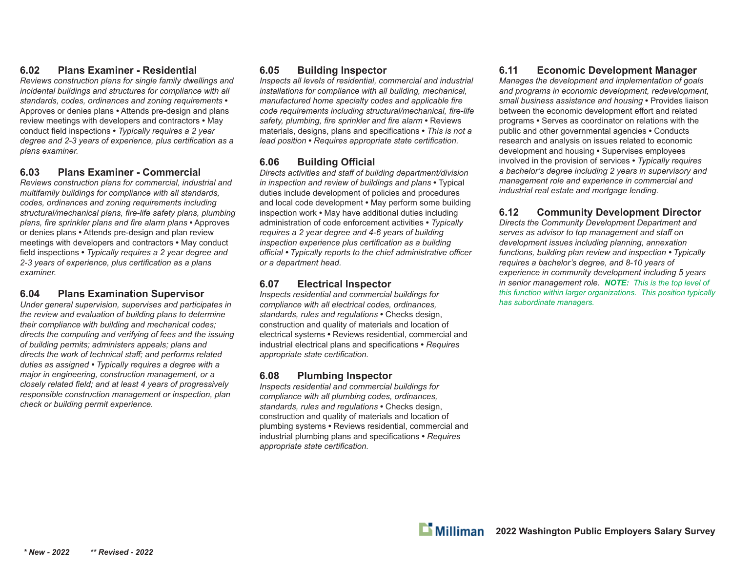### 6.02 Plans Examiner - Residential

*Reviews construction plans for single family dwellings and incidental buildings and structures for compliance with all standards, codes, ordinances and zoning requirements* • Approves or denies plans • Attends pre-design and plans review meetings with developers and contractors • May conduct field inspections • *Typically requires a 2 year degree and 2-3 years of experience, plus certification as a plans examiner.*

### 6.03 Plans Examiner - Commercial

*Reviews construction plans for commercial, industrial and multifamily buildings for compliance with all standards, codes, ordinances and zoning requirements including structural/mechanical plans, fire-life safety plans, plumbing plans, fire sprinkler plans and fire alarm plans* • Approves or denies plans • Attends pre-design and plan review meetings with developers and contractors • May conduct field inspections • *Typically requires a 2 year degree and 2-3 years of experience, plus certification as a plans examiner.*

### 6.04 Plans Examination Supervisor

*Under general supervision, supervises and participates in the review and evaluation of building plans to determine their compliance with building and mechanical codes; directs the computing and verifying of fees and the issuing of building permits; administers appeals; plans and directs the work of technical staff; and performs related duties as assigned • Typically requires a degree with a major in engineering, construction management, or a closely related field; and at least 4 years of progressively responsible construction management or inspection, plan check or building permit experience.*

### 6.05 Building Inspector

*Inspects all levels of residential, commercial and industrial installations for compliance with all building, mechanical, manufactured home specialty codes and applicable fire code requirements including structural/mechanical, fire-life safety, plumbing, fire sprinkler and fire alarm* • Reviews materials, designs, plans and specifications • *This is not a lead position • Requires appropriate state certification.*

### 6.06 Building Official

*Directs activities and staff of building department/division in inspection and review of buildings and plans* • Typical duties include development of policies and procedures and local code development • May perform some building inspection work • May have additional duties including administration of code enforcement activities • *Typically requires a 2 year degree and 4-6 years of building inspection experience plus certification as a building official • Typically reports to the chief administrative officer or a department head.*

### 6.07 Electrical Inspector

*Inspects residential and commercial buildings for compliance with all electrical codes, ordinances, standards, rules and regulations* • Checks design, construction and quality of materials and location of electrical systems • Reviews residential, commercial and industrial electrical plans and specifications • *Requires appropriate state certification.*

### 6.08 Plumbing Inspector

*Inspects residential and commercial buildings for compliance with all plumbing codes, ordinances, standards, rules and regulations* • Checks design, construction and quality of materials and location of plumbing systems • Reviews residential, commercial and industrial plumbing plans and specifications • *Requires appropriate state certification.*

### 6.11 Economic Development Manager

*Manages the development and implementation of goals and programs in economic development, redevelopment, small business assistance and housing* • Provides liaison between the economic development effort and related programs • Serves as coordinator on relations with the public and other governmental agencies • Conducts research and analysis on issues related to economic development and housing • Supervises employees involved in the provision of services • *Typically requires a bachelor's degree including 2 years in supervisory and management role and experience in commercial and industrial real estate and mortgage lending.*

### 6.12 Community Development Director

*Directs the Community Development Department and serves as advisor to top management and staff on development issues including planning, annexation functions, building plan review and inspection • Typically requires a bachelor's degree, and 8-10 years of experience in community development including 5 years in senior management role.* ***NOTE:*** *This is the top level of this function within larger organizations. This position typically has subordinate managers.*

*\* New - 2022* *\*\* Revised - 2022*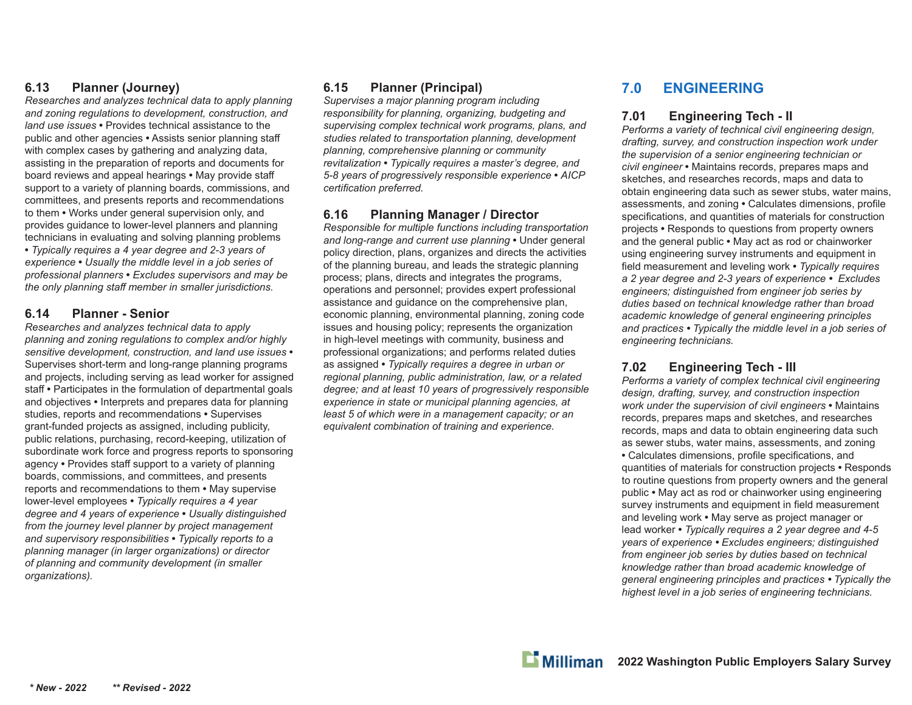### 6.13 Planner (Journey)

*Researches and analyzes technical data to apply planning and zoning regulations to development, construction, and land use issues* • Provides technical assistance to the public and other agencies • Assists senior planning staff with complex cases by gathering and analyzing data, assisting in the preparation of reports and documents for board reviews and appeal hearings • May provide staff support to a variety of planning boards, commissions, and committees, and presents reports and recommendations to them • Works under general supervision only, and provides guidance to lower-level planners and planning technicians in evaluating and solving planning problems • *Typically requires a 4 year degree and 2-3 years of experience • Usually the middle level in a job series of professional planners • Excludes supervisors and may be the only planning staff member in smaller jurisdictions.*

### 6.14 Planner - Senior

*Researches and analyzes technical data to apply planning and zoning regulations to complex and/or highly sensitive development, construction, and land use issues* • Supervises short-term and long-range planning programs and projects, including serving as lead worker for assigned staff • Participates in the formulation of departmental goals and objectives • Interprets and prepares data for planning studies, reports and recommendations • Supervises grant-funded projects as assigned, including publicity, public relations, purchasing, record-keeping, utilization of subordinate work force and progress reports to sponsoring agency • Provides staff support to a variety of planning boards, commissions, and committees, and presents reports and recommendations to them • May supervise lower-level employees • *Typically requires a 4 year degree and 4 years of experience • Usually distinguished from the journey level planner by project management and supervisory responsibilities • Typically reports to a planning manager (in larger organizations) or director of planning and community development (in smaller organizations).*

### 6.15 Planner (Principal)

*Supervises a major planning program including responsibility for planning, organizing, budgeting and supervising complex technical work programs, plans, and studies related to transportation planning, development planning, comprehensive planning or community revitalization • Typically requires a master's degree, and 5-8 years of progressively responsible experience • AICP certification preferred.*

### 6.16 Planning Manager / Director

*Responsible for multiple functions including transportation and long-range and current use planning* • Under general policy direction, plans, organizes and directs the activities of the planning bureau, and leads the strategic planning process; plans, directs and integrates the programs, operations and personnel; provides expert professional assistance and guidance on the comprehensive plan, economic planning, environmental planning, zoning code issues and housing policy; represents the organization in high-level meetings with community, business and professional organizations; and performs related duties as assigned • *Typically requires a degree in urban or regional planning, public administration, law, or a related degree; and at least 10 years of progressively responsible experience in state or municipal planning agencies, at least 5 of which were in a management capacity; or an equivalent combination of training and experience.*

## 7.0 ENGINEERING

### 7.01 Engineering Tech - II

*Performs a variety of technical civil engineering design, drafting, survey, and construction inspection work under the supervision of a senior engineering technician or civil engineer* • Maintains records, prepares maps and sketches, and researches records, maps and data to obtain engineering data such as sewer stubs, water mains, assessments, and zoning • Calculates dimensions, profile specifications, and quantities of materials for construction projects • Responds to questions from property owners and the general public • May act as rod or chainworker using engineering survey instruments and equipment in field measurement and leveling work • *Typically requires a 2 year degree and 2-3 years of experience • Excludes engineers; distinguished from engineer job series by duties based on technical knowledge rather than broad academic knowledge of general engineering principles and practices • Typically the middle level in a job series of engineering technicians.*

### 7.02 Engineering Tech - III

*Performs a variety of complex technical civil engineering design, drafting, survey, and construction inspection work under the supervision of civil engineers* • Maintains records, prepares maps and sketches, and researches records, maps and data to obtain engineering data such as sewer stubs, water mains, assessments, and zoning • Calculates dimensions, profile specifications, and quantities of materials for construction projects • Responds to routine questions from property owners and the general public • May act as rod or chainworker using engineering survey instruments and equipment in field measurement and leveling work • May serve as project manager or lead worker • *Typically requires a 2 year degree and 4-5 years of experience • Excludes engineers; distinguished from engineer job series by duties based on technical knowledge rather than broad academic knowledge of general engineering principles and practices • Typically the highest level in a job series of engineering technicians.*

*** New - 2022** &nbsp;&nbsp;&nbsp;&nbsp; ***** Revised - 2022**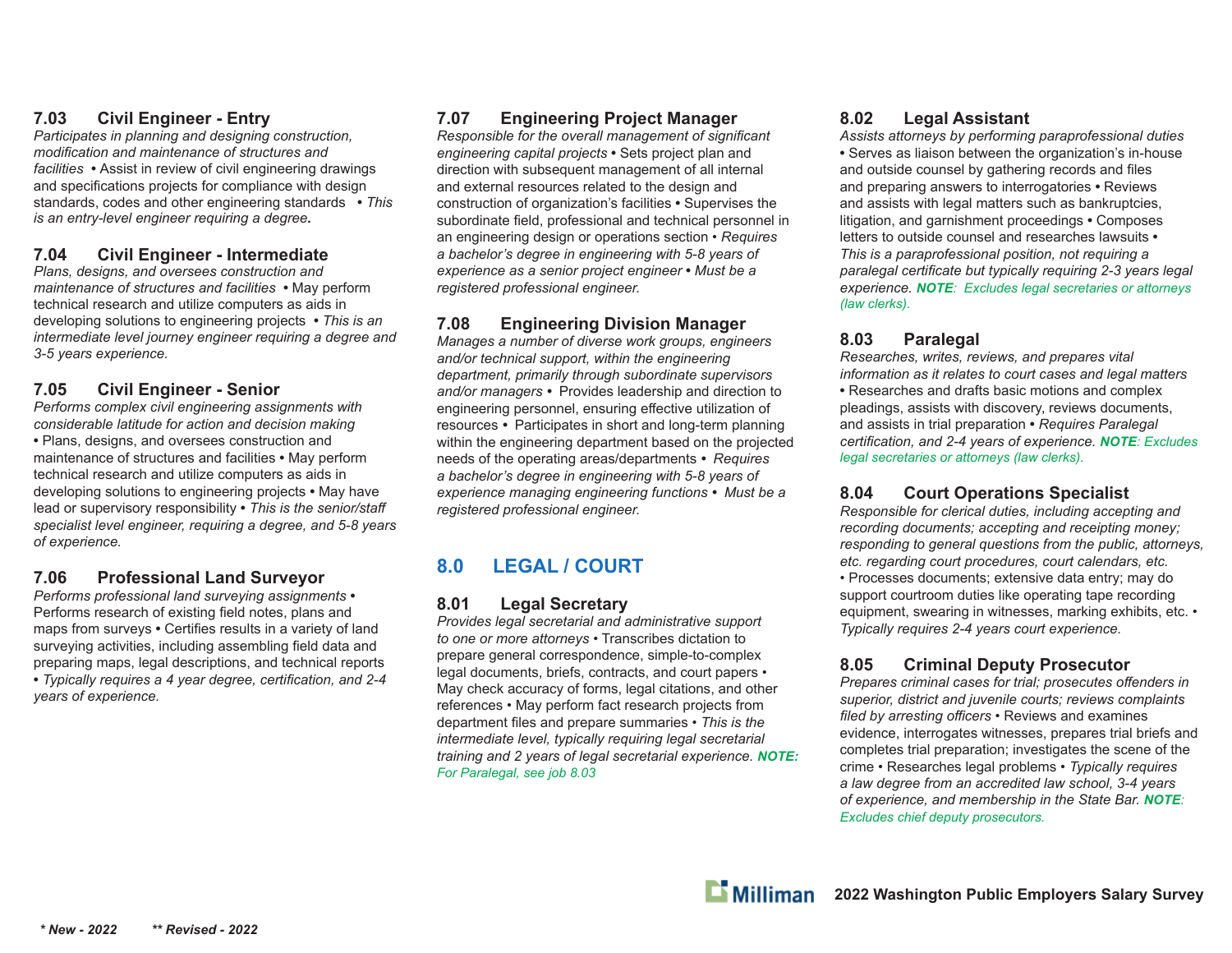### 7.03 Civil Engineer - Entry

*Participates in planning and designing construction, modification and maintenance of structures and facilities* • Assist in review of civil engineering drawings and specifications projects for compliance with design standards, codes and other engineering standards • *This is an entry-level engineer requiring a degree.*

### 7.04 Civil Engineer - Intermediate

*Plans, designs, and oversees construction and maintenance of structures and facilities* • May perform technical research and utilize computers as aids in developing solutions to engineering projects • *This is an intermediate level journey engineer requiring a degree and 3-5 years experience.*

### 7.05 Civil Engineer - Senior

*Performs complex civil engineering assignments with considerable latitude for action and decision making* • Plans, designs, and oversees construction and maintenance of structures and facilities • May perform technical research and utilize computers as aids in developing solutions to engineering projects • May have lead or supervisory responsibility • *This is the senior/staff specialist level engineer, requiring a degree, and 5-8 years of experience.*

### 7.06 Professional Land Surveyor

*Performs professional land surveying assignments* • Performs research of existing field notes, plans and maps from surveys • Certifies results in a variety of land surveying activities, including assembling field data and preparing maps, legal descriptions, and technical reports • *Typically requires a 4 year degree, certification, and 2-4 years of experience.*

### 7.07 Engineering Project Manager

*Responsible for the overall management of significant engineering capital projects* • Sets project plan and direction with subsequent management of all internal and external resources related to the design and construction of organization's facilities • Supervises the subordinate field, professional and technical personnel in an engineering design or operations section • *Requires a bachelor's degree in engineering with 5-8 years of experience as a senior project engineer* • *Must be a registered professional engineer.*

### 7.08 Engineering Division Manager

*Manages a number of diverse work groups, engineers and/or technical support, within the engineering department, primarily through subordinate supervisors and/or managers* • Provides leadership and direction to engineering personnel, ensuring effective utilization of resources • Participates in short and long-term planning within the engineering department based on the projected needs of the operating areas/departments • *Requires a bachelor's degree in engineering with 5-8 years of experience managing engineering functions* • *Must be a registered professional engineer.*

## 8.0 LEGAL / COURT

### 8.01 Legal Secretary

*Provides legal secretarial and administrative support to one or more attorneys* • Transcribes dictation to prepare general correspondence, simple-to-complex legal documents, briefs, contracts, and court papers • May check accuracy of forms, legal citations, and other references • May perform fact research projects from department files and prepare summaries • *This is the intermediate level, typically requiring legal secretarial training and 2 years of legal secretarial experience.* ***NOTE:*** *For Paralegal, see job 8.03*

### 8.02 Legal Assistant

*Assists attorneys by performing paraprofessional duties* • Serves as liaison between the organization's in-house and outside counsel by gathering records and files and preparing answers to interrogatories • Reviews and assists with legal matters such as bankruptcies, litigation, and garnishment proceedings • Composes letters to outside counsel and researches lawsuits • *This is a paraprofessional position, not requiring a paralegal certificate but typically requiring 2-3 years legal experience.* ***NOTE****: Excludes legal secretaries or attorneys (law clerks).*

### 8.03 Paralegal

*Researches, writes, reviews, and prepares vital information as it relates to court cases and legal matters* • Researches and drafts basic motions and complex pleadings, assists with discovery, reviews documents, and assists in trial preparation • *Requires Paralegal certification, and 2-4 years of experience.* ***NOTE****: Excludes legal secretaries or attorneys (law clerks).*

### 8.04 Court Operations Specialist

*Responsible for clerical duties, including accepting and recording documents; accepting and receipting money; responding to general questions from the public, attorneys, etc. regarding court procedures, court calendars, etc.* • Processes documents; extensive data entry; may do support courtroom duties like operating tape recording equipment, swearing in witnesses, marking exhibits, etc. • *Typically requires 2-4 years court experience.*

### 8.05 Criminal Deputy Prosecutor

*Prepares criminal cases for trial; prosecutes offenders in superior, district and juvenile courts; reviews complaints filed by arresting officers* • Reviews and examines evidence, interrogates witnesses, prepares trial briefs and completes trial preparation; investigates the scene of the crime • Researches legal problems • *Typically requires a law degree from an accredited law school, 3-4 years of experience, and membership in the State Bar.* ***NOTE****: Excludes chief deputy prosecutors.*

*** New - 2022** &nbsp;&nbsp;&nbsp;&nbsp; **** Revised - 2022**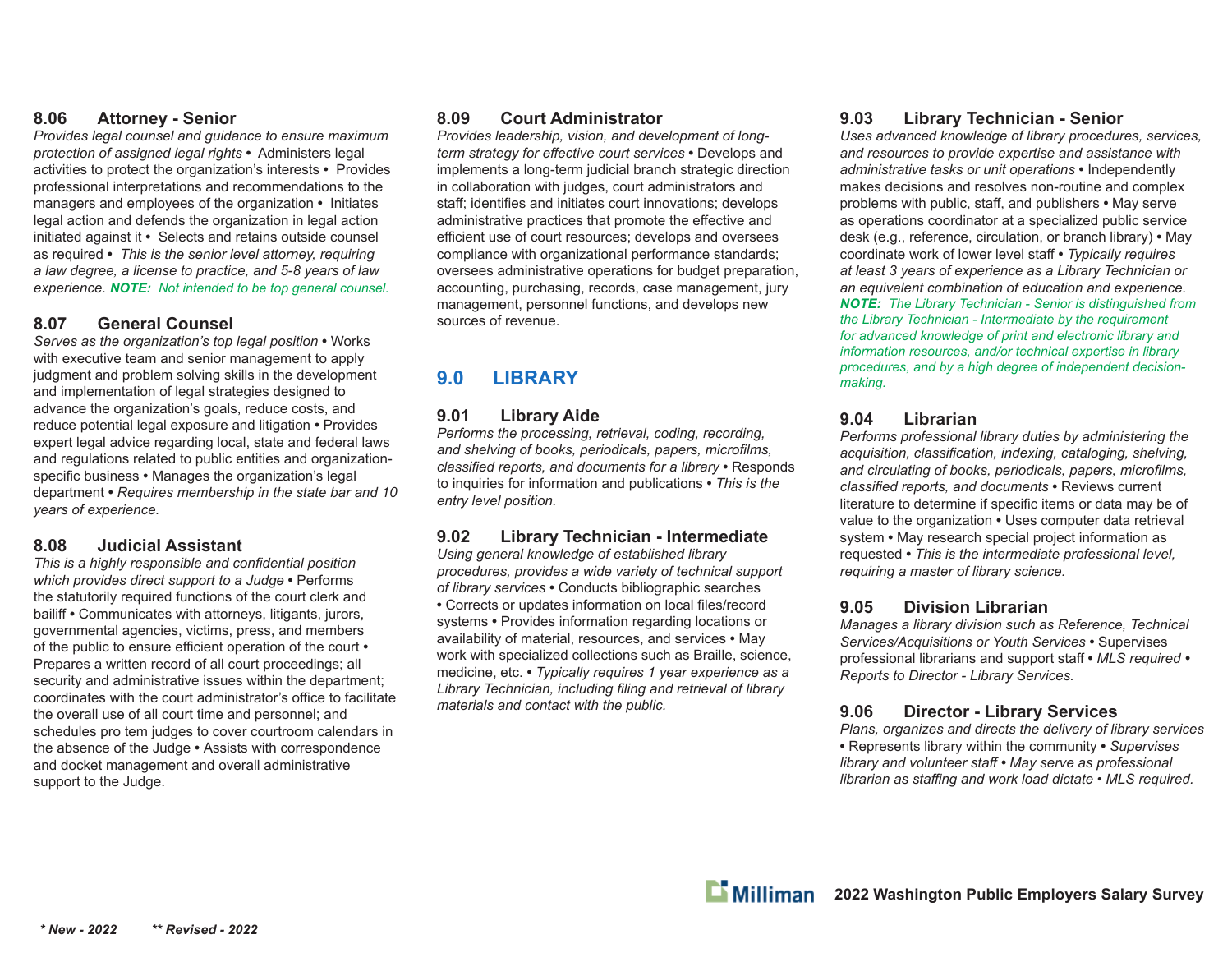### 8.06 Attorney - Senior

*Provides legal counsel and guidance to ensure maximum protection of assigned legal rights* • Administers legal activities to protect the organization's interests • Provides professional interpretations and recommendations to the managers and employees of the organization • Initiates legal action and defends the organization in legal action initiated against it • Selects and retains outside counsel as required • *This is the senior level attorney, requiring a law degree, a license to practice, and 5-8 years of law experience.* ***NOTE:*** *Not intended to be top general counsel.*

### 8.07 General Counsel

*Serves as the organization's top legal position* • Works with executive team and senior management to apply judgment and problem solving skills in the development and implementation of legal strategies designed to advance the organization's goals, reduce costs, and reduce potential legal exposure and litigation • Provides expert legal advice regarding local, state and federal laws and regulations related to public entities and organization-specific business • Manages the organization's legal department • *Requires membership in the state bar and 10 years of experience.*

### 8.08 Judicial Assistant

*This is a highly responsible and confidential position which provides direct support to a Judge* • Performs the statutorily required functions of the court clerk and bailiff • Communicates with attorneys, litigants, jurors, governmental agencies, victims, press, and members of the public to ensure efficient operation of the court • Prepares a written record of all court proceedings; all security and administrative issues within the department; coordinates with the court administrator's office to facilitate the overall use of all court time and personnel; and schedules pro tem judges to cover courtroom calendars in the absence of the Judge • Assists with correspondence and docket management and overall administrative support to the Judge.

### 8.09 Court Administrator

*Provides leadership, vision, and development of long-term strategy for effective court services* • Develops and implements a long-term judicial branch strategic direction in collaboration with judges, court administrators and staff; identifies and initiates court innovations; develops administrative practices that promote the effective and efficient use of court resources; develops and oversees compliance with organizational performance standards; oversees administrative operations for budget preparation, accounting, purchasing, records, case management, jury management, personnel functions, and develops new sources of revenue.

## 9.0 LIBRARY

### 9.01 Library Aide

*Performs the processing, retrieval, coding, recording, and shelving of books, periodicals, papers, microfilms, classified reports, and documents for a library* • Responds to inquiries for information and publications • *This is the entry level position.*

### 9.02 Library Technician - Intermediate

*Using general knowledge of established library procedures, provides a wide variety of technical support of library services* • Conducts bibliographic searches • Corrects or updates information on local files/record systems • Provides information regarding locations or availability of material, resources, and services • May work with specialized collections such as Braille, science, medicine, etc. • *Typically requires 1 year experience as a Library Technician, including filing and retrieval of library materials and contact with the public.*

### 9.03 Library Technician - Senior

*Uses advanced knowledge of library procedures, services, and resources to provide expertise and assistance with administrative tasks or unit operations* • Independently makes decisions and resolves non-routine and complex problems with public, staff, and publishers • May serve as operations coordinator at a specialized public service desk (e.g., reference, circulation, or branch library) • May coordinate work of lower level staff • *Typically requires at least 3 years of experience as a Library Technician or an equivalent combination of education and experience.* ***NOTE:*** *The Library Technician - Senior is distinguished from the Library Technician - Intermediate by the requirement for advanced knowledge of print and electronic library and information resources, and/or technical expertise in library procedures, and by a high degree of independent decision-making.*

### 9.04 Librarian

*Performs professional library duties by administering the acquisition, classification, indexing, cataloging, shelving, and circulating of books, periodicals, papers, microfilms, classified reports, and documents* • Reviews current literature to determine if specific items or data may be of value to the organization • Uses computer data retrieval system • May research special project information as requested • *This is the intermediate professional level, requiring a master of library science.*

### 9.05 Division Librarian

*Manages a library division such as Reference, Technical Services/Acquisitions or Youth Services* • Supervises professional librarians and support staff • *MLS required* • *Reports to Director - Library Services.*

### 9.06 Director - Library Services

*Plans, organizes and directs the delivery of library services* • Represents library within the community • *Supervises library and volunteer staff* • *May serve as professional librarian as staffing and work load dictate* • *MLS required.*

*\* New - 2022* *\*\* Revised - 2022*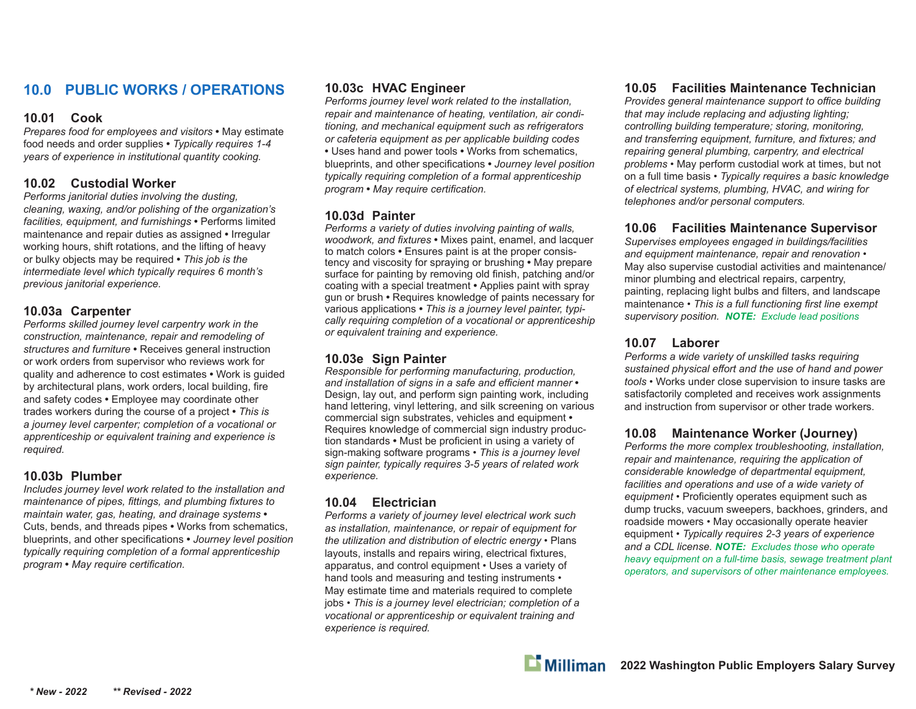## 10.0 PUBLIC WORKS / OPERATIONS

### 10.01 Cook

*Prepares food for employees and visitors* • May estimate food needs and order supplies • *Typically requires 1-4 years of experience in institutional quantity cooking.*

### 10.02 Custodial Worker

*Performs janitorial duties involving the dusting, cleaning, waxing, and/or polishing of the organization's facilities, equipment, and furnishings* • Performs limited maintenance and repair duties as assigned • Irregular working hours, shift rotations, and the lifting of heavy or bulky objects may be required • *This job is the intermediate level which typically requires 6 month's previous janitorial experience.*

### 10.03a Carpenter

*Performs skilled journey level carpentry work in the construction, maintenance, repair and remodeling of structures and furniture* • Receives general instruction or work orders from supervisor who reviews work for quality and adherence to cost estimates • Work is guided by architectural plans, work orders, local building, fire and safety codes • Employee may coordinate other trades workers during the course of a project • *This is a journey level carpenter; completion of a vocational or apprenticeship or equivalent training and experience is required.*

### 10.03b Plumber

*Includes journey level work related to the installation and maintenance of pipes, fittings, and plumbing fixtures to maintain water, gas, heating, and drainage systems* • Cuts, bends, and threads pipes • Works from schematics, blueprints, and other specifications • *Journey level position typically requiring completion of a formal apprenticeship program • May require certification.*

### 10.03c HVAC Engineer

*Performs journey level work related to the installation, repair and maintenance of heating, ventilation, air conditioning, and mechanical equipment such as refrigerators or cafeteria equipment as per applicable building codes* • Uses hand and power tools • Works from schematics, blueprints, and other specifications • *Journey level position typically requiring completion of a formal apprenticeship program • May require certification.*

### 10.03d Painter

*Performs a variety of duties involving painting of walls, woodwork, and fixtures* • Mixes paint, enamel, and lacquer to match colors • Ensures paint is at the proper consistency and viscosity for spraying or brushing • May prepare surface for painting by removing old finish, patching and/or coating with a special treatment • Applies paint with spray gun or brush • Requires knowledge of paints necessary for various applications • *This is a journey level painter, typically requiring completion of a vocational or apprenticeship or equivalent training and experience.*

### 10.03e Sign Painter

*Responsible for performing manufacturing, production, and installation of signs in a safe and efficient manner* • Design, lay out, and perform sign painting work, including hand lettering, vinyl lettering, and silk screening on various commercial sign substrates, vehicles and equipment • Requires knowledge of commercial sign industry production standards • Must be proficient in using a variety of sign-making software programs • *This is a journey level sign painter, typically requires 3-5 years of related work experience.*

### 10.04 Electrician

*Performs a variety of journey level electrical work such as installation, maintenance, or repair of equipment for the utilization and distribution of electric energy* • Plans layouts, installs and repairs wiring, electrical fixtures, apparatus, and control equipment • Uses a variety of hand tools and measuring and testing instruments • May estimate time and materials required to complete jobs • *This is a journey level electrician; completion of a vocational or apprenticeship or equivalent training and experience is required.*

### 10.05 Facilities Maintenance Technician

*Provides general maintenance support to office building that may include replacing and adjusting lighting; controlling building temperature; storing, monitoring, and transferring equipment, furniture, and fixtures; and repairing general plumbing, carpentry, and electrical problems* • May perform custodial work at times, but not on a full time basis • *Typically requires a basic knowledge of electrical systems, plumbing, HVAC, and wiring for telephones and/or personal computers.*

### 10.06 Facilities Maintenance Supervisor

*Supervises employees engaged in buildings/facilities and equipment maintenance, repair and renovation* • May also supervise custodial activities and maintenance/minor plumbing and electrical repairs, carpentry, painting, replacing light bulbs and filters, and landscape maintenance • *This is a full functioning first line exempt supervisory position.* ***NOTE:*** *Exclude lead positions*

### 10.07 Laborer

*Performs a wide variety of unskilled tasks requiring sustained physical effort and the use of hand and power tools* • Works under close supervision to insure tasks are satisfactorily completed and receives work assignments and instruction from supervisor or other trade workers.

### 10.08 Maintenance Worker (Journey)

*Performs the more complex troubleshooting, installation, repair and maintenance, requiring the application of considerable knowledge of departmental equipment, facilities and operations and use of a wide variety of equipment* • Proficiently operates equipment such as dump trucks, vacuum sweepers, backhoes, grinders, and roadside mowers • May occasionally operate heavier equipment • *Typically requires 2-3 years of experience and a CDL license.* ***NOTE:*** *Excludes those who operate heavy equipment on a full-time basis, sewage treatment plant operators, and supervisors of other maintenance employees.*

*\* New - 2022* *\*\* Revised - 2022*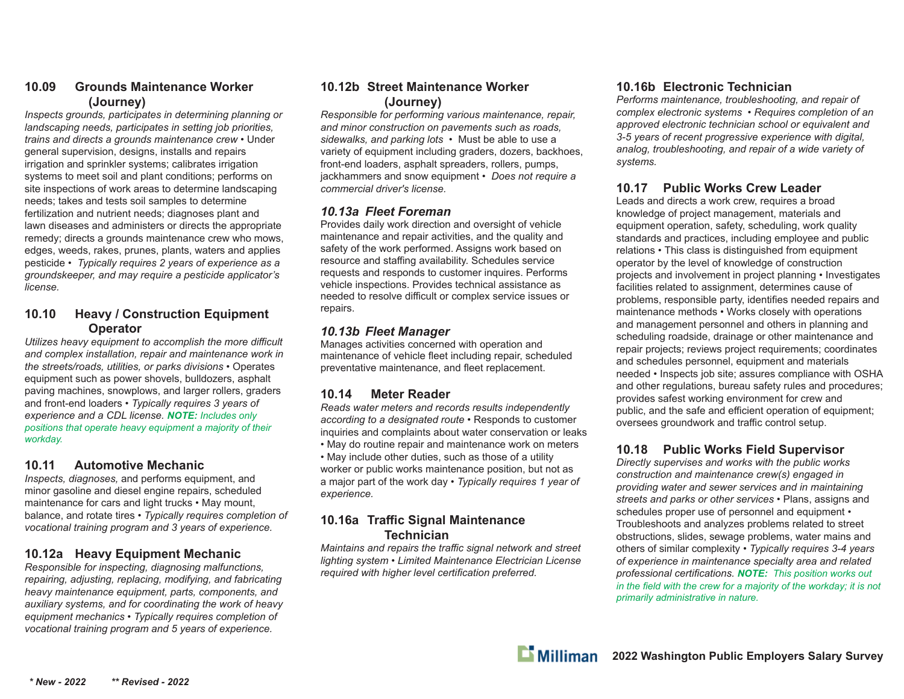### 10.09 Grounds Maintenance Worker (Journey)

*Inspects grounds, participates in determining planning or landscaping needs, participates in setting job priorities, trains and directs a grounds maintenance crew* • Under general supervision, designs, installs and repairs irrigation and sprinkler systems; calibrates irrigation systems to meet soil and plant conditions; performs on site inspections of work areas to determine landscaping needs; takes and tests soil samples to determine fertilization and nutrient needs; diagnoses plant and lawn diseases and administers or directs the appropriate remedy; directs a grounds maintenance crew who mows, edges, weeds, rakes, prunes, plants, waters and applies pesticide • *Typically requires 2 years of experience as a groundskeeper, and may require a pesticide applicator's license.*

### 10.10 Heavy / Construction Equipment Operator

*Utilizes heavy equipment to accomplish the more difficult and complex installation, repair and maintenance work in the streets/roads, utilities, or parks divisions* • Operates equipment such as power shovels, bulldozers, asphalt paving machines, snowplows, and larger rollers, graders and front-end loaders • *Typically requires 3 years of experience and a CDL license.* ***NOTE:*** *Includes only positions that operate heavy equipment a majority of their workday.*

### 10.11 Automotive Mechanic

*Inspects, diagnoses,* and performs equipment, and minor gasoline and diesel engine repairs, scheduled maintenance for cars and light trucks • May mount, balance, and rotate tires • *Typically requires completion of vocational training program and 3 years of experience.*

### 10.12a Heavy Equipment Mechanic

*Responsible for inspecting, diagnosing malfunctions, repairing, adjusting, replacing, modifying, and fabricating heavy maintenance equipment, parts, components, and auxiliary systems, and for coordinating the work of heavy equipment mechanics • Typically requires completion of vocational training program and 5 years of experience.*

### 10.12b Street Maintenance Worker (Journey)

*Responsible for performing various maintenance, repair, and minor construction on pavements such as roads, sidewalks, and parking lots* • Must be able to use a variety of equipment including graders, dozers, backhoes, front-end loaders, asphalt spreaders, rollers, pumps, jackhammers and snow equipment • *Does not require a commercial driver's license.*

### *10.13a Fleet Foreman*

Provides daily work direction and oversight of vehicle maintenance and repair activities, and the quality and safety of the work performed. Assigns work based on resource and staffing availability. Schedules service requests and responds to customer inquires. Performs vehicle inspections. Provides technical assistance as needed to resolve difficult or complex service issues or repairs.

### *10.13b Fleet Manager*

Manages activities concerned with operation and maintenance of vehicle fleet including repair, scheduled preventative maintenance, and fleet replacement.

### 10.14 Meter Reader

*Reads water meters and records results independently according to a designated route* • Responds to customer inquiries and complaints about water conservation or leaks • May do routine repair and maintenance work on meters • May include other duties, such as those of a utility worker or public works maintenance position, but not as a major part of the work day • *Typically requires 1 year of experience.*

### 10.16a Traffic Signal Maintenance Technician

*Maintains and repairs the traffic signal network and street lighting system • Limited Maintenance Electrician License required with higher level certification preferred.*

### 10.16b Electronic Technician

*Performs maintenance, troubleshooting, and repair of complex electronic systems • Requires completion of an approved electronic technician school or equivalent and 3-5 years of recent progressive experience with digital, analog, troubleshooting, and repair of a wide variety of systems.*

### 10.17 Public Works Crew Leader

Leads and directs a work crew, requires a broad knowledge of project management, materials and equipment operation, safety, scheduling, work quality standards and practices, including employee and public relations • This class is distinguished from equipment operator by the level of knowledge of construction projects and involvement in project planning • Investigates facilities related to assignment, determines cause of problems, responsible party, identifies needed repairs and maintenance methods • Works closely with operations and management personnel and others in planning and scheduling roadside, drainage or other maintenance and repair projects; reviews project requirements; coordinates and schedules personnel, equipment and materials needed • Inspects job site; assures compliance with OSHA and other regulations, bureau safety rules and procedures; provides safest working environment for crew and public, and the safe and efficient operation of equipment; oversees groundwork and traffic control setup.

### 10.18 Public Works Field Supervisor

*Directly supervises and works with the public works construction and maintenance crew(s) engaged in providing water and sewer services and in maintaining streets and parks or other services* • Plans, assigns and schedules proper use of personnel and equipment • Troubleshoots and analyzes problems related to street obstructions, slides, sewage problems, water mains and others of similar complexity • *Typically requires 3-4 years of experience in maintenance specialty area and related professional certifications.* ***NOTE:*** *This position works out in the field with the crew for a majority of the workday; it is not primarily administrative in nature.*

*\* New - 2022*   *\*\* Revised - 2022*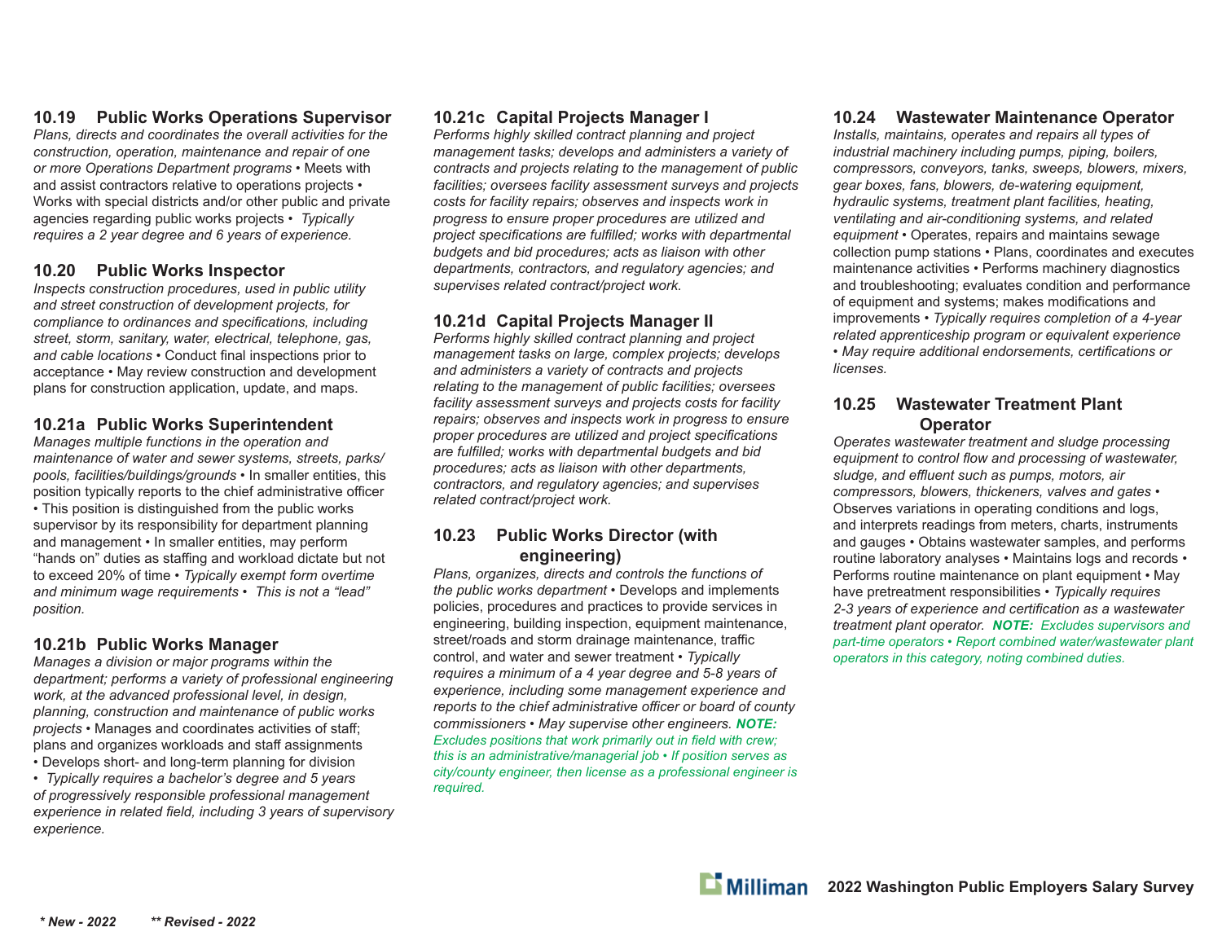### 10.19 Public Works Operations Supervisor

*Plans, directs and coordinates the overall activities for the construction, operation, maintenance and repair of one or more Operations Department programs* • Meets with and assist contractors relative to operations projects • Works with special districts and/or other public and private agencies regarding public works projects • *Typically requires a 2 year degree and 6 years of experience.*

### 10.20 Public Works Inspector

*Inspects construction procedures, used in public utility and street construction of development projects, for compliance to ordinances and specifications, including street, storm, sanitary, water, electrical, telephone, gas, and cable locations* • Conduct final inspections prior to acceptance • May review construction and development plans for construction application, update, and maps.

### 10.21a Public Works Superintendent

*Manages multiple functions in the operation and maintenance of water and sewer systems, streets, parks/pools, facilities/buildings/grounds* • In smaller entities, this position typically reports to the chief administrative officer • This position is distinguished from the public works supervisor by its responsibility for department planning and management • In smaller entities, may perform "hands on" duties as staffing and workload dictate but not to exceed 20% of time • *Typically exempt form overtime and minimum wage requirements* • *This is not a "lead" position.*

### 10.21b Public Works Manager

*Manages a division or major programs within the department; performs a variety of professional engineering work, at the advanced professional level, in design, planning, construction and maintenance of public works projects* • Manages and coordinates activities of staff; plans and organizes workloads and staff assignments • Develops short- and long-term planning for division • *Typically requires a bachelor's degree and 5 years of progressively responsible professional management experience in related field, including 3 years of supervisory experience.*

### 10.21c Capital Projects Manager I

*Performs highly skilled contract planning and project management tasks; develops and administers a variety of contracts and projects relating to the management of public facilities; oversees facility assessment surveys and projects costs for facility repairs; observes and inspects work in progress to ensure proper procedures are utilized and project specifications are fulfilled; works with departmental budgets and bid procedures; acts as liaison with other departments, contractors, and regulatory agencies; and supervises related contract/project work.*

### 10.21d Capital Projects Manager II

*Performs highly skilled contract planning and project management tasks on large, complex projects; develops and administers a variety of contracts and projects relating to the management of public facilities; oversees facility assessment surveys and projects costs for facility repairs; observes and inspects work in progress to ensure proper procedures are utilized and project specifications are fulfilled; works with departmental budgets and bid procedures; acts as liaison with other departments, contractors, and regulatory agencies; and supervises related contract/project work.*

### 10.23 Public Works Director (with engineering)

*Plans, organizes, directs and controls the functions of the public works department* • Develops and implements policies, procedures and practices to provide services in engineering, building inspection, equipment maintenance, street/roads and storm drainage maintenance, traffic control, and water and sewer treatment • *Typically requires a minimum of a 4 year degree and 5-8 years of experience, including some management experience and reports to the chief administrative officer or board of county commissioners* • *May supervise other engineers.* ***NOTE:*** *Excludes positions that work primarily out in field with crew; this is an administrative/managerial job* • *If position serves as city/county engineer, then license as a professional engineer is required.*

### 10.24 Wastewater Maintenance Operator

*Installs, maintains, operates and repairs all types of industrial machinery including pumps, piping, boilers, compressors, conveyors, tanks, sweeps, blowers, mixers, gear boxes, fans, blowers, de-watering equipment, hydraulic systems, treatment plant facilities, heating, ventilating and air-conditioning systems, and related equipment* • Operates, repairs and maintains sewage collection pump stations • Plans, coordinates and executes maintenance activities • Performs machinery diagnostics and troubleshooting; evaluates condition and performance of equipment and systems; makes modifications and improvements • *Typically requires completion of a 4-year related apprenticeship program or equivalent experience* • *May require additional endorsements, certifications or licenses.*

### 10.25 Wastewater Treatment Plant Operator

*Operates wastewater treatment and sludge processing equipment to control flow and processing of wastewater, sludge, and effluent such as pumps, motors, air compressors, blowers, thickeners, valves and gates* • Observes variations in operating conditions and logs, and interprets readings from meters, charts, instruments and gauges • Obtains wastewater samples, and performs routine laboratory analyses • Maintains logs and records • Performs routine maintenance on plant equipment • May have pretreatment responsibilities • *Typically requires 2-3 years of experience and certification as a wastewater treatment plant operator.* ***NOTE:*** *Excludes supervisors and part-time operators* • *Report combined water/wastewater plant operators in this category, noting combined duties.*

*\* New - 2022* *\*\* Revised - 2022*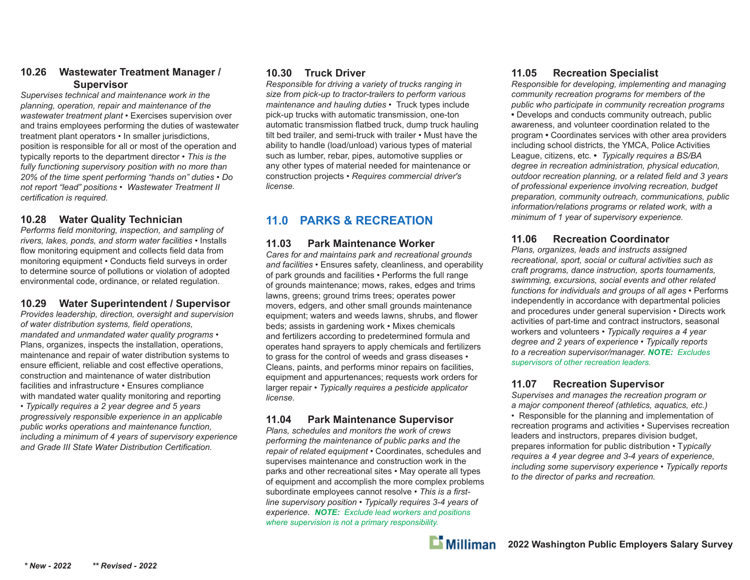### 10.26 Wastewater Treatment Manager / Supervisor

*Supervises technical and maintenance work in the planning, operation, repair and maintenance of the wastewater treatment plant* • Exercises supervision over and trains employees performing the duties of wastewater treatment plant operators • In smaller jurisdictions, position is responsible for all or most of the operation and typically reports to the department director • *This is the fully functioning supervisory position with no more than 20% of the time spent performing "hands on" duties • Do not report "lead" positions • Wastewater Treatment II certification is required.*

### 10.28 Water Quality Technician

*Performs field monitoring, inspection, and sampling of rivers, lakes, ponds, and storm water facilities* • Installs flow monitoring equipment and collects field data from monitoring equipment • Conducts field surveys in order to determine source of pollutions or violation of adopted environmental code, ordinance, or related regulation.

### 10.29 Water Superintendent / Supervisor

*Provides leadership, direction, oversight and supervision of water distribution systems, field operations, mandated and unmandated water quality programs* • Plans, organizes, inspects the installation, operations, maintenance and repair of water distribution systems to ensure efficient, reliable and cost effective operations, construction and maintenance of water distribution facilities and infrastructure • Ensures compliance with mandated water quality monitoring and reporting • *Typically requires a 2 year degree and 5 years progressively responsible experience in an applicable public works operations and maintenance function, including a minimum of 4 years of supervisory experience and Grade III State Water Distribution Certification.*

### 10.30 Truck Driver

*Responsible for driving a variety of trucks ranging in size from pick-up to tractor-trailers to perform various maintenance and hauling duties* • Truck types include pick-up trucks with automatic transmission, one-ton automatic transmission flatbed truck, dump truck hauling tilt bed trailer, and semi-truck with trailer • Must have the ability to handle (load/unload) various types of material such as lumber, rebar, pipes, automotive supplies or any other types of material needed for maintenance or construction projects • *Requires commercial driver's license.*

## 11.0 PARKS & RECREATION

### 11.03 Park Maintenance Worker

*Cares for and maintains park and recreational grounds and facilities* • Ensures safety, cleanliness, and operability of park grounds and facilities • Performs the full range of grounds maintenance; mows, rakes, edges and trims lawns, greens; ground trims trees; operates power movers, edgers, and other small grounds maintenance equipment; waters and weeds lawns, shrubs, and flower beds; assists in gardening work • Mixes chemicals and fertilizers according to predetermined formula and operates hand sprayers to apply chemicals and fertilizers to grass for the control of weeds and grass diseases • Cleans, paints, and performs minor repairs on facilities, equipment and appurtenances; requests work orders for larger repair • *Typically requires a pesticide applicator license.*

### 11.04 Park Maintenance Supervisor

*Plans, schedules and monitors the work of crews performing the maintenance of public parks and the repair of related equipment* • Coordinates, schedules and supervises maintenance and construction work in the parks and other recreational sites • May operate all types of equipment and accomplish the more complex problems subordinate employees cannot resolve • *This is a first-line supervisory position • Typically requires 3-4 years of experience.* ***NOTE:*** *Exclude lead workers and positions where supervision is not a primary responsibility.*

### 11.05 Recreation Specialist

*Responsible for developing, implementing and managing community recreation programs for members of the public who participate in community recreation programs* • Develops and conducts community outreach, public awareness, and volunteer coordination related to the program • Coordinates services with other area providers including school districts, the YMCA, Police Activities League, citizens, etc. • *Typically requires a BS/BA degree in recreation administration, physical education, outdoor recreation planning, or a related field and 3 years of professional experience involving recreation, budget preparation, community outreach, communications, public information/relations programs or related work, with a minimum of 1 year of supervisory experience.*

### 11.06 Recreation Coordinator

*Plans, organizes, leads and instructs assigned recreational, sport, social or cultural activities such as craft programs, dance instruction, sports tournaments, swimming, excursions, social events and other related functions for individuals and groups of all ages* • Performs independently in accordance with departmental policies and procedures under general supervision • Directs work activities of part-time and contract instructors, seasonal workers and volunteers • *Typically requires a 4 year degree and 2 years of experience • Typically reports to a recreation supervisor/manager.* ***NOTE:*** *Excludes supervisors of other recreation leaders.*

### 11.07 Recreation Supervisor

*Supervises and manages the recreation program or a major component thereof (athletics, aquatics, etc.)* • Responsible for the planning and implementation of recreation programs and activities • Supervises recreation leaders and instructors, prepares information for public distribution • *Typically requires a 4 year degree and 3-4 years of experience, including some supervisory experience • Typically reports to the director of parks and recreation.*

***\* New - 2022*** ***\*\* Revised - 2022***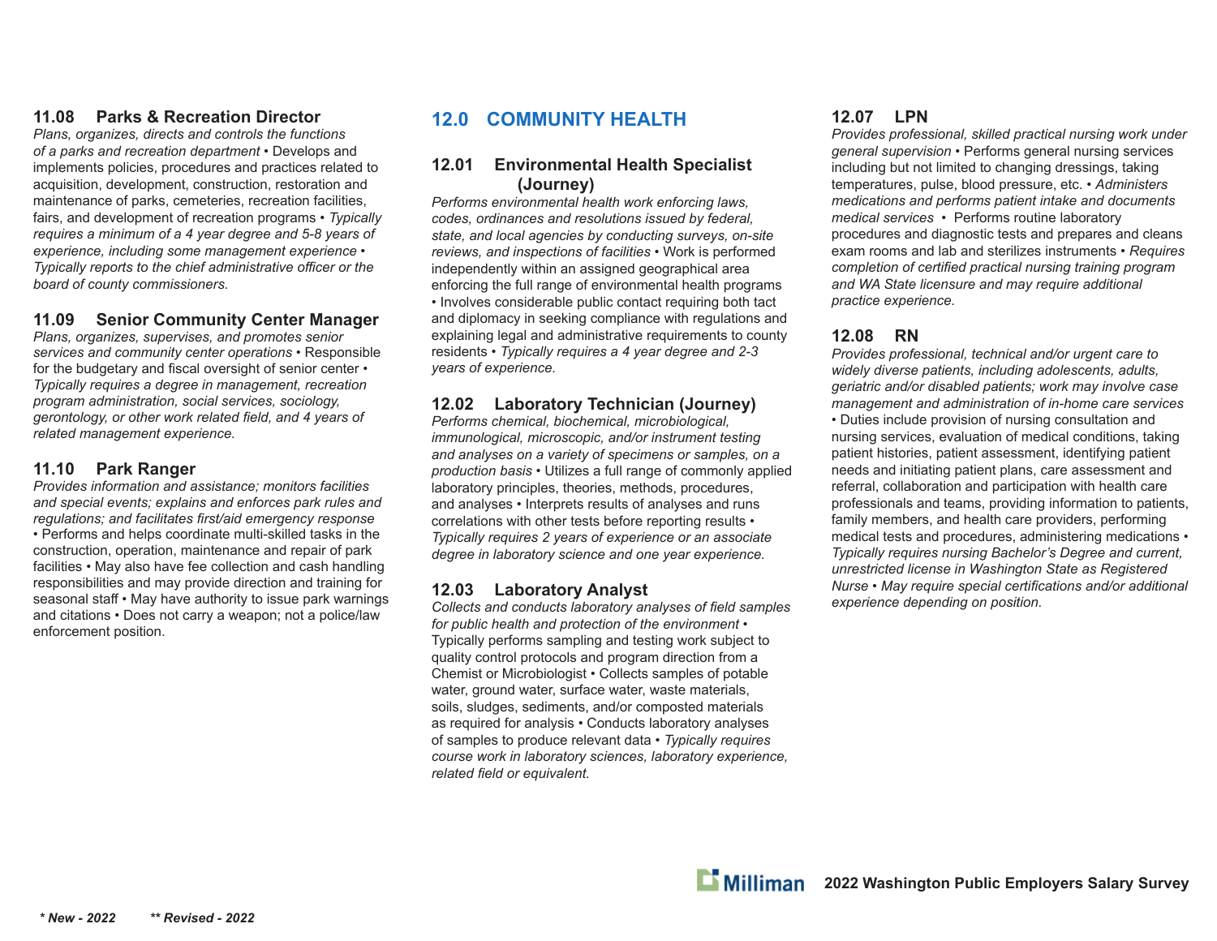### 11.08 Parks & Recreation Director

*Plans, organizes, directs and controls the functions of a parks and recreation department* • Develops and implements policies, procedures and practices related to acquisition, development, construction, restoration and maintenance of parks, cemeteries, recreation facilities, fairs, and development of recreation programs • *Typically requires a minimum of a 4 year degree and 5-8 years of experience, including some management experience • Typically reports to the chief administrative officer or the board of county commissioners.*

### 11.09 Senior Community Center Manager

*Plans, organizes, supervises, and promotes senior services and community center operations* • Responsible for the budgetary and fiscal oversight of senior center • *Typically requires a degree in management, recreation program administration, social services, sociology, gerontology, or other work related field, and 4 years of related management experience.*

### 11.10 Park Ranger

*Provides information and assistance; monitors facilities and special events; explains and enforces park rules and regulations; and facilitates first/aid emergency response* • Performs and helps coordinate multi-skilled tasks in the construction, operation, maintenance and repair of park facilities • May also have fee collection and cash handling responsibilities and may provide direction and training for seasonal staff • May have authority to issue park warnings and citations • Does not carry a weapon; not a police/law enforcement position.

## 12.0 COMMUNITY HEALTH

### 12.01 Environmental Health Specialist (Journey)

*Performs environmental health work enforcing laws, codes, ordinances and resolutions issued by federal, state, and local agencies by conducting surveys, on-site reviews, and inspections of facilities* • Work is performed independently within an assigned geographical area enforcing the full range of environmental health programs • Involves considerable public contact requiring both tact and diplomacy in seeking compliance with regulations and explaining legal and administrative requirements to county residents • *Typically requires a 4 year degree and 2-3 years of experience.*

### 12.02 Laboratory Technician (Journey)

*Performs chemical, biochemical, microbiological, immunological, microscopic, and/or instrument testing and analyses on a variety of specimens or samples, on a production basis* • Utilizes a full range of commonly applied laboratory principles, theories, methods, procedures, and analyses • Interprets results of analyses and runs correlations with other tests before reporting results • *Typically requires 2 years of experience or an associate degree in laboratory science and one year experience.*

### 12.03 Laboratory Analyst

*Collects and conducts laboratory analyses of field samples for public health and protection of the environment* • Typically performs sampling and testing work subject to quality control protocols and program direction from a Chemist or Microbiologist • Collects samples of potable water, ground water, surface water, waste materials, soils, sludges, sediments, and/or composted materials as required for analysis • Conducts laboratory analyses of samples to produce relevant data • *Typically requires course work in laboratory sciences, laboratory experience, related field or equivalent.*

### 12.07 LPN

*Provides professional, skilled practical nursing work under general supervision* • Performs general nursing services including but not limited to changing dressings, taking temperatures, pulse, blood pressure, etc. • *Administers medications and performs patient intake and documents medical services* • Performs routine laboratory procedures and diagnostic tests and prepares and cleans exam rooms and lab and sterilizes instruments • *Requires completion of certified practical nursing training program and WA State licensure and may require additional practice experience.*

### 12.08 RN

*Provides professional, technical and/or urgent care to widely diverse patients, including adolescents, adults, geriatric and/or disabled patients; work may involve case management and administration of in-home care services* • Duties include provision of nursing consultation and nursing services, evaluation of medical conditions, taking patient histories, patient assessment, identifying patient needs and initiating patient plans, care assessment and referral, collaboration and participation with health care professionals and teams, providing information to patients, family members, and health care providers, performing medical tests and procedures, administering medications • *Typically requires nursing Bachelor's Degree and current, unrestricted license in Washington State as Registered Nurse • May require special certifications and/or additional experience depending on position.*

*\* New - 2022* *\*\* Revised - 2022*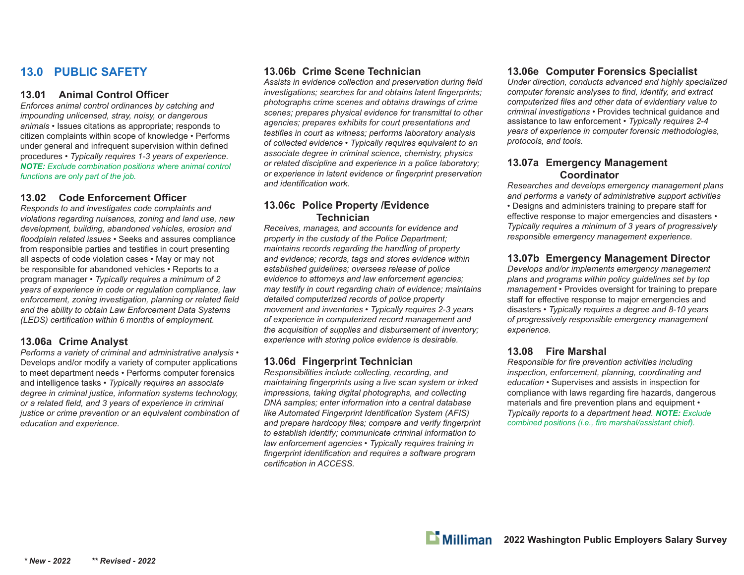# 13.0 PUBLIC SAFETY

## 13.01 Animal Control Officer

*Enforces animal control ordinances by catching and impounding unlicensed, stray, noisy, or dangerous animals* • Issues citations as appropriate; responds to citizen complaints within scope of knowledge • Performs under general and infrequent supervision within defined procedures • *Typically requires 1-3 years of experience.* ***NOTE:*** *Exclude combination positions where animal control functions are only part of the job.*

## 13.02 Code Enforcement Officer

*Responds to and investigates code complaints and violations regarding nuisances, zoning and land use, new development, building, abandoned vehicles, erosion and floodplain related issues* • Seeks and assures compliance from responsible parties and testifies in court presenting all aspects of code violation cases • May or may not be responsible for abandoned vehicles • Reports to a program manager • *Typically requires a minimum of 2 years of experience in code or regulation compliance, law enforcement, zoning investigation, planning or related field and the ability to obtain Law Enforcement Data Systems (LEDS) certification within 6 months of employment.*

## 13.06a Crime Analyst

*Performs a variety of criminal and administrative analysis* • Develops and/or modify a variety of computer applications to meet department needs • Performs computer forensics and intelligence tasks • *Typically requires an associate degree in criminal justice, information systems technology, or a related field, and 3 years of experience in criminal justice or crime prevention or an equivalent combination of education and experience.*

## 13.06b Crime Scene Technician

*Assists in evidence collection and preservation during field investigations; searches for and obtains latent fingerprints; photographs crime scenes and obtains drawings of crime scenes; prepares physical evidence for transmittal to other agencies; prepares exhibits for court presentations and testifies in court as witness; performs laboratory analysis of collected evidence* • *Typically requires equivalent to an associate degree in criminal science, chemistry, physics or related discipline and experience in a police laboratory; or experience in latent evidence or fingerprint preservation and identification work.*

## 13.06c Police Property /Evidence Technician

*Receives, manages, and accounts for evidence and property in the custody of the Police Department; maintains records regarding the handling of property and evidence; records, tags and stores evidence within established guidelines; oversees release of police evidence to attorneys and law enforcement agencies; may testify in court regarding chain of evidence; maintains detailed computerized records of police property movement and inventories* • *Typically requires 2-3 years of experience in computerized record management and the acquisition of supplies and disbursement of inventory; experience with storing police evidence is desirable.*

## 13.06d Fingerprint Technician

*Responsibilities include collecting, recording, and maintaining fingerprints using a live scan system or inked impressions, taking digital photographs, and collecting DNA samples; enter information into a central database like Automated Fingerprint Identification System (AFIS) and prepare hardcopy files; compare and verify fingerprint to establish identify; communicate criminal information to law enforcement agencies* • *Typically requires training in fingerprint identification and requires a software program certification in ACCESS.*

## 13.06e Computer Forensics Specialist

*Under direction, conducts advanced and highly specialized computer forensic analyses to find, identify, and extract computerized files and other data of evidentiary value to criminal investigations* • Provides technical guidance and assistance to law enforcement • *Typically requires 2-4 years of experience in computer forensic methodologies, protocols, and tools.*

## 13.07a Emergency Management Coordinator

*Researches and develops emergency management plans and performs a variety of administrative support activities* • Designs and administers training to prepare staff for effective response to major emergencies and disasters • *Typically requires a minimum of 3 years of progressively responsible emergency management experience.*

## 13.07b Emergency Management Director

*Develops and/or implements emergency management plans and programs within policy guidelines set by top management* • Provides oversight for training to prepare staff for effective response to major emergencies and disasters • *Typically requires a degree and 8-10 years of progressively responsible emergency management experience.*

## 13.08 Fire Marshal

*Responsible for fire prevention activities including inspection, enforcement, planning, coordinating and education* • Supervises and assists in inspection for compliance with laws regarding fire hazards, dangerous materials and fire prevention plans and equipment • *Typically reports to a department head.* ***NOTE:*** *Exclude combined positions (i.e., fire marshal/assistant chief).*

*\* New - 2022* *\*\* Revised - 2022*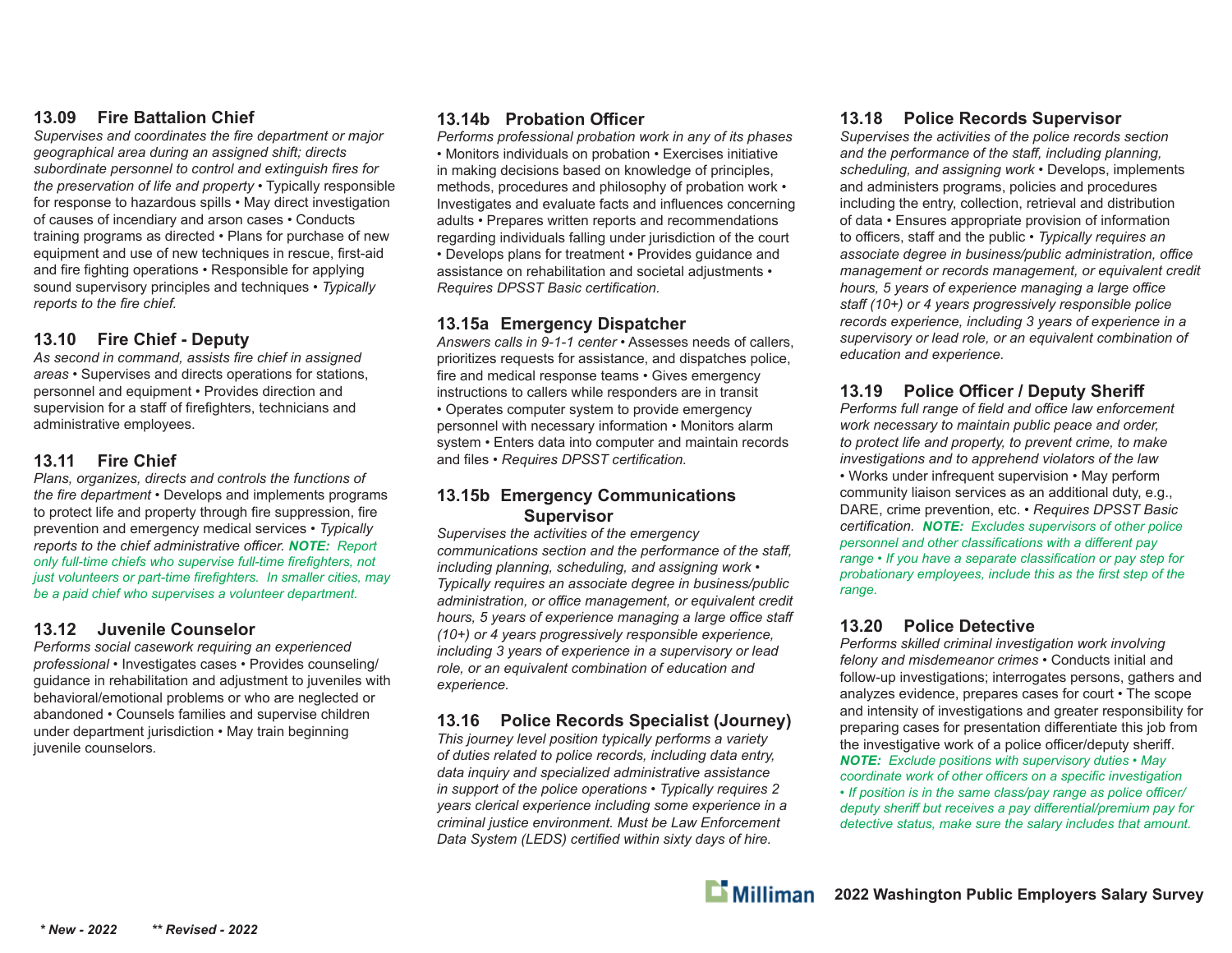### 13.09 Fire Battalion Chief

*Supervises and coordinates the fire department or major geographical area during an assigned shift; directs subordinate personnel to control and extinguish fires for the preservation of life and property* • Typically responsible for response to hazardous spills • May direct investigation of causes of incendiary and arson cases • Conducts training programs as directed • Plans for purchase of new equipment and use of new techniques in rescue, first-aid and fire fighting operations • Responsible for applying sound supervisory principles and techniques • *Typically reports to the fire chief.*

### 13.10 Fire Chief - Deputy

*As second in command, assists fire chief in assigned areas* • Supervises and directs operations for stations, personnel and equipment • Provides direction and supervision for a staff of firefighters, technicians and administrative employees.

### 13.11 Fire Chief

*Plans, organizes, directs and controls the functions of the fire department* • Develops and implements programs to protect life and property through fire suppression, fire prevention and emergency medical services • *Typically reports to the chief administrative officer.* ***NOTE:*** *Report only full-time chiefs who supervise full-time firefighters, not just volunteers or part-time firefighters. In smaller cities, may be a paid chief who supervises a volunteer department.*

### 13.12 Juvenile Counselor

*Performs social casework requiring an experienced professional* • Investigates cases • Provides counseling/guidance in rehabilitation and adjustment to juveniles with behavioral/emotional problems or who are neglected or abandoned • Counsels families and supervise children under department jurisdiction • May train beginning juvenile counselors.

### 13.14b Probation Officer

*Performs professional probation work in any of its phases* • Monitors individuals on probation • Exercises initiative in making decisions based on knowledge of principles, methods, procedures and philosophy of probation work • Investigates and evaluate facts and influences concerning adults • Prepares written reports and recommendations regarding individuals falling under jurisdiction of the court • Develops plans for treatment • Provides guidance and assistance on rehabilitation and societal adjustments • *Requires DPSST Basic certification.*

### 13.15a Emergency Dispatcher

*Answers calls in 9-1-1 center* • Assesses needs of callers, prioritizes requests for assistance, and dispatches police, fire and medical response teams • Gives emergency instructions to callers while responders are in transit • Operates computer system to provide emergency personnel with necessary information • Monitors alarm system • Enters data into computer and maintain records and files • *Requires DPSST certification.*

### 13.15b Emergency Communications Supervisor

*Supervises the activities of the emergency communications section and the performance of the staff, including planning, scheduling, and assigning work* • *Typically requires an associate degree in business/public administration, or office management, or equivalent credit hours, 5 years of experience managing a large office staff (10+) or 4 years progressively responsible experience, including 3 years of experience in a supervisory or lead role, or an equivalent combination of education and experience.*

### 13.16 Police Records Specialist (Journey)

*This journey level position typically performs a variety of duties related to police records, including data entry, data inquiry and specialized administrative assistance in support of the police operations* • *Typically requires 2 years clerical experience including some experience in a criminal justice environment. Must be Law Enforcement Data System (LEDS) certified within sixty days of hire.*

### 13.18 Police Records Supervisor

*Supervises the activities of the police records section and the performance of the staff, including planning, scheduling, and assigning work* • Develops, implements and administers programs, policies and procedures including the entry, collection, retrieval and distribution of data • Ensures appropriate provision of information to officers, staff and the public • *Typically requires an associate degree in business/public administration, office management or records management, or equivalent credit hours, 5 years of experience managing a large office staff (10+) or 4 years progressively responsible police records experience, including 3 years of experience in a supervisory or lead role, or an equivalent combination of education and experience.*

### 13.19 Police Officer / Deputy Sheriff

*Performs full range of field and office law enforcement work necessary to maintain public peace and order, to protect life and property, to prevent crime, to make investigations and to apprehend violators of the law* • Works under infrequent supervision • May perform community liaison services as an additional duty, e.g., DARE, crime prevention, etc. • *Requires DPSST Basic certification.* ***NOTE:*** *Excludes supervisors of other police personnel and other classifications with a different pay range • If you have a separate classification or pay step for probationary employees, include this as the first step of the range.*

### 13.20 Police Detective

*Performs skilled criminal investigation work involving felony and misdemeanor crimes* • Conducts initial and follow-up investigations; interrogates persons, gathers and analyzes evidence, prepares cases for court • The scope and intensity of investigations and greater responsibility for preparing cases for presentation differentiate this job from the investigative work of a police officer/deputy sheriff. ***NOTE:*** *Exclude positions with supervisory duties • May coordinate work of other officers on a specific investigation • If position is in the same class/pay range as police officer/deputy sheriff but receives a pay differential/premium pay for detective status, make sure the salary includes that amount.*

*\* New - 2022* *\*\* Revised - 2022*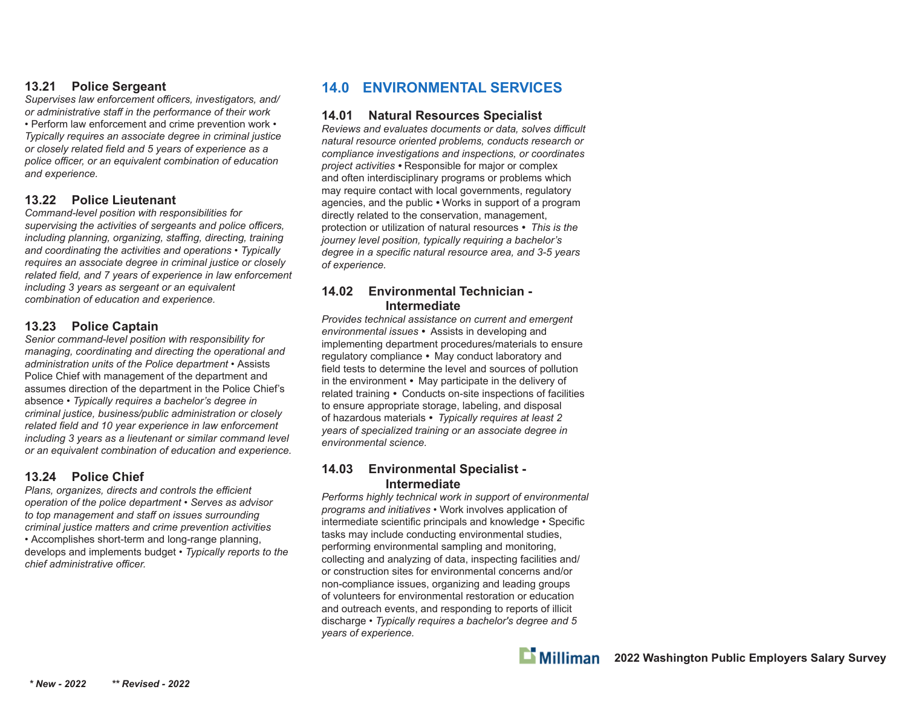### 13.21 Police Sergeant

*Supervises law enforcement officers, investigators, and/or administrative staff in the performance of their work* • Perform law enforcement and crime prevention work • *Typically requires an associate degree in criminal justice or closely related field and 5 years of experience as a police officer, or an equivalent combination of education and experience.*

### 13.22 Police Lieutenant

*Command-level position with responsibilities for supervising the activities of sergeants and police officers, including planning, organizing, staffing, directing, training and coordinating the activities and operations • Typically requires an associate degree in criminal justice or closely related field, and 7 years of experience in law enforcement including 3 years as sergeant or an equivalent combination of education and experience.*

### 13.23 Police Captain

*Senior command-level position with responsibility for managing, coordinating and directing the operational and administration units of the Police department* • Assists Police Chief with management of the department and assumes direction of the department in the Police Chief's absence • *Typically requires a bachelor's degree in criminal justice, business/public administration or closely related field and 10 year experience in law enforcement including 3 years as a lieutenant or similar command level or an equivalent combination of education and experience.*

### 13.24 Police Chief

*Plans, organizes, directs and controls the efficient operation of the police department • Serves as advisor to top management and staff on issues surrounding criminal justice matters and crime prevention activities* • Accomplishes short-term and long-range planning, develops and implements budget • *Typically reports to the chief administrative officer.*

## 14.0 ENVIRONMENTAL SERVICES

### 14.01 Natural Resources Specialist

*Reviews and evaluates documents or data, solves difficult natural resource oriented problems, conducts research or compliance investigations and inspections, or coordinates project activities* • Responsible for major or complex and often interdisciplinary programs or problems which may require contact with local governments, regulatory agencies, and the public • Works in support of a program directly related to the conservation, management, protection or utilization of natural resources • *This is the journey level position, typically requiring a bachelor's degree in a specific natural resource area, and 3-5 years of experience.*

### 14.02 Environmental Technician - Intermediate

*Provides technical assistance on current and emergent environmental issues* • Assists in developing and implementing department procedures/materials to ensure regulatory compliance • May conduct laboratory and field tests to determine the level and sources of pollution in the environment • May participate in the delivery of related training • Conducts on-site inspections of facilities to ensure appropriate storage, labeling, and disposal of hazardous materials • *Typically requires at least 2 years of specialized training or an associate degree in environmental science.*

### 14.03 Environmental Specialist - Intermediate

*Performs highly technical work in support of environmental programs and initiatives* • Work involves application of intermediate scientific principals and knowledge • Specific tasks may include conducting environmental studies, performing environmental sampling and monitoring, collecting and analyzing of data, inspecting facilities and/or construction sites for environmental concerns and/or non-compliance issues, organizing and leading groups of volunteers for environmental restoration or education and outreach events, and responding to reports of illicit discharge • *Typically requires a bachelor's degree and 5 years of experience.*

*\* New - 2022* *\*\* Revised - 2022*